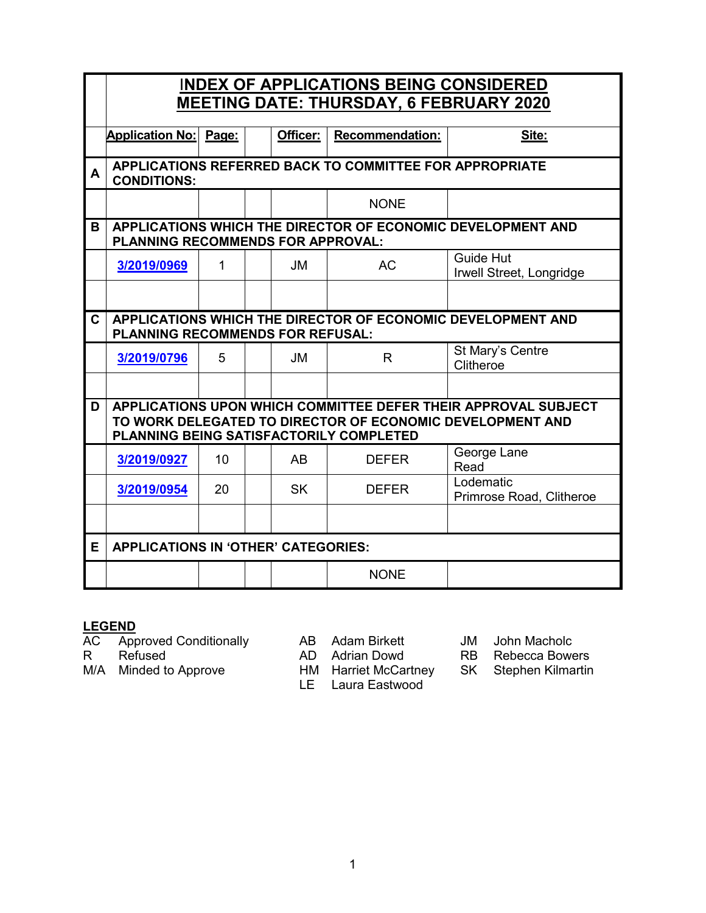# INDEX OF APPLICATIONS BEING CONSIDERED
# MEETING DATE: THURSDAY, 6 FEBRUARY 2020

| | Application No: | Page: | | Officer: | Recommendation: | Site: |
|---|---|---|---|---|---|---|
| **A** | **APPLICATIONS REFERRED BACK TO COMMITTEE FOR APPROPRIATE CONDITIONS:** | | | | | |
| | | | | | NONE | |
| **B** | **APPLICATIONS WHICH THE DIRECTOR OF ECONOMIC DEVELOPMENT AND PLANNING RECOMMENDS FOR APPROVAL:** | | | | | |
| | 3/2019/0969 | 1 | | JM | AC | Guide Hut Irwell Street, Longridge |
| | | | | | | |
| **C** | **APPLICATIONS WHICH THE DIRECTOR OF ECONOMIC DEVELOPMENT AND PLANNING RECOMMENDS FOR REFUSAL:** | | | | | |
| | 3/2019/0796 | 5 | | JM | R | St Mary's Centre Clitheroe |
| | | | | | | |
| **D** | **APPLICATIONS UPON WHICH COMMITTEE DEFER THEIR APPROVAL SUBJECT TO WORK DELEGATED TO DIRECTOR OF ECONOMIC DEVELOPMENT AND PLANNING BEING SATISFACTORILY COMPLETED** | | | | | |
| | 3/2019/0927 | 10 | | AB | DEFER | George Lane Read |
| | 3/2019/0954 | 20 | | SK | DEFER | Lodematic Primrose Road, Clitheroe |
| | | | | | | |
| **E** | **APPLICATIONS IN 'OTHER' CATEGORIES:** | | | | | |
| | | | | | NONE | |

**LEGEND**

| | | | | | |
|---|---|---|---|---|---|
| AC | Approved Conditionally | AB | Adam Birkett | JM | John Macholc |
| R | Refused | AD | Adrian Dowd | RB | Rebecca Bowers |
| M/A | Minded to Approve | HM | Harriet McCartney | SK | Stephen Kilmartin |
| | | LE | Laura Eastwood | | |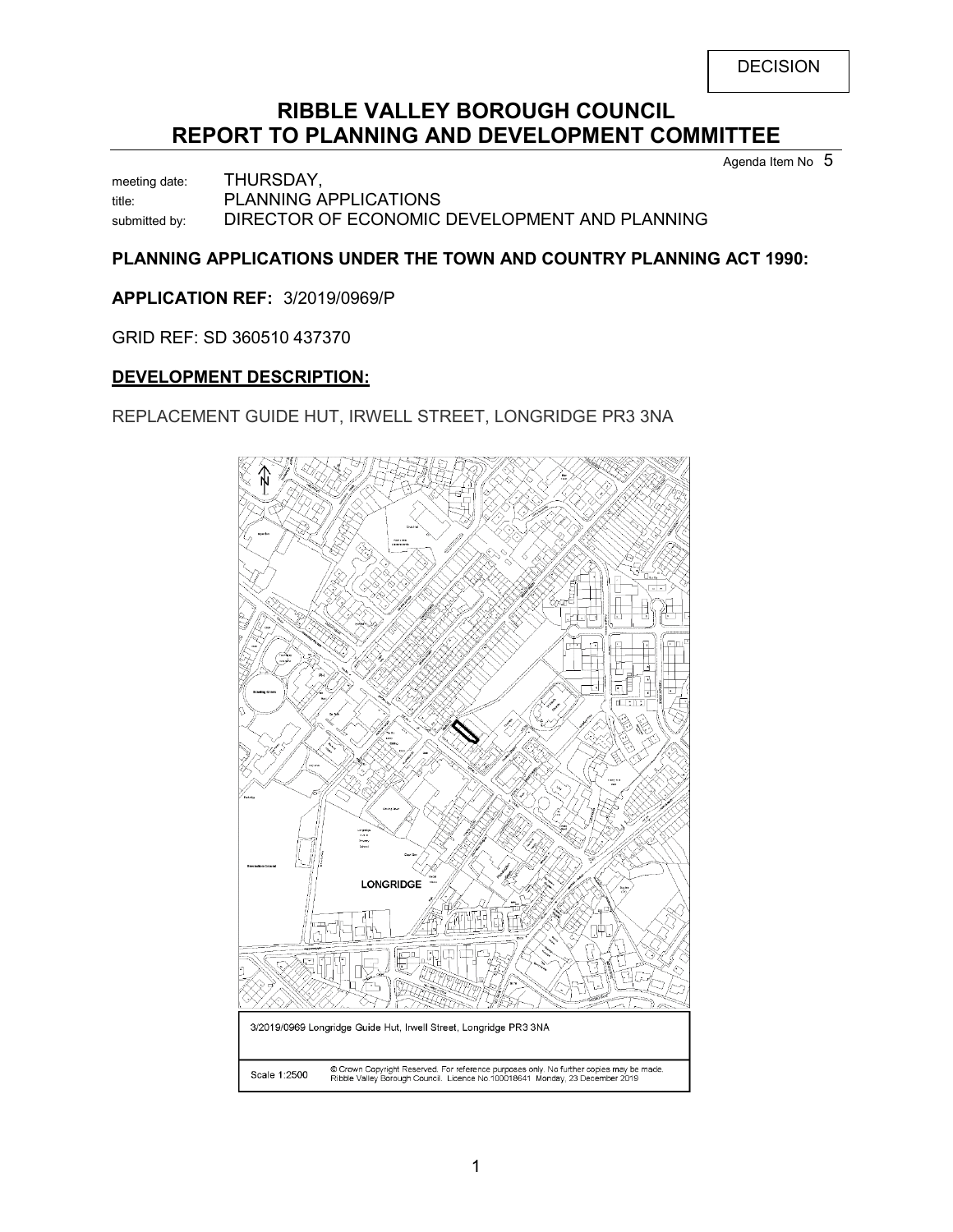DECISION

# RIBBLE VALLEY BOROUGH COUNCIL
# REPORT TO PLANNING AND DEVELOPMENT COMMITTEE

Agenda Item No 5

meeting date: THURSDAY,
title: PLANNING APPLICATIONS
submitted by: DIRECTOR OF ECONOMIC DEVELOPMENT AND PLANNING

**PLANNING APPLICATIONS UNDER THE TOWN AND COUNTRY PLANNING ACT 1990:**

**APPLICATION REF:** 3/2019/0969/P

GRID REF: SD 360510 437370

**DEVELOPMENT DESCRIPTION:**

REPLACEMENT GUIDE HUT, IRWELL STREET, LONGRIDGE PR3 3NA

3/2019/0969 Longridge Guide Hut, Irwell Street, Longridge PR3 3NA

Scale 1:2500 © Crown Copyright Reserved. For reference purposes only. No further copies may be made. Ribble Valley Borough Council. Licence No.100018641 Monday, 23 December 2019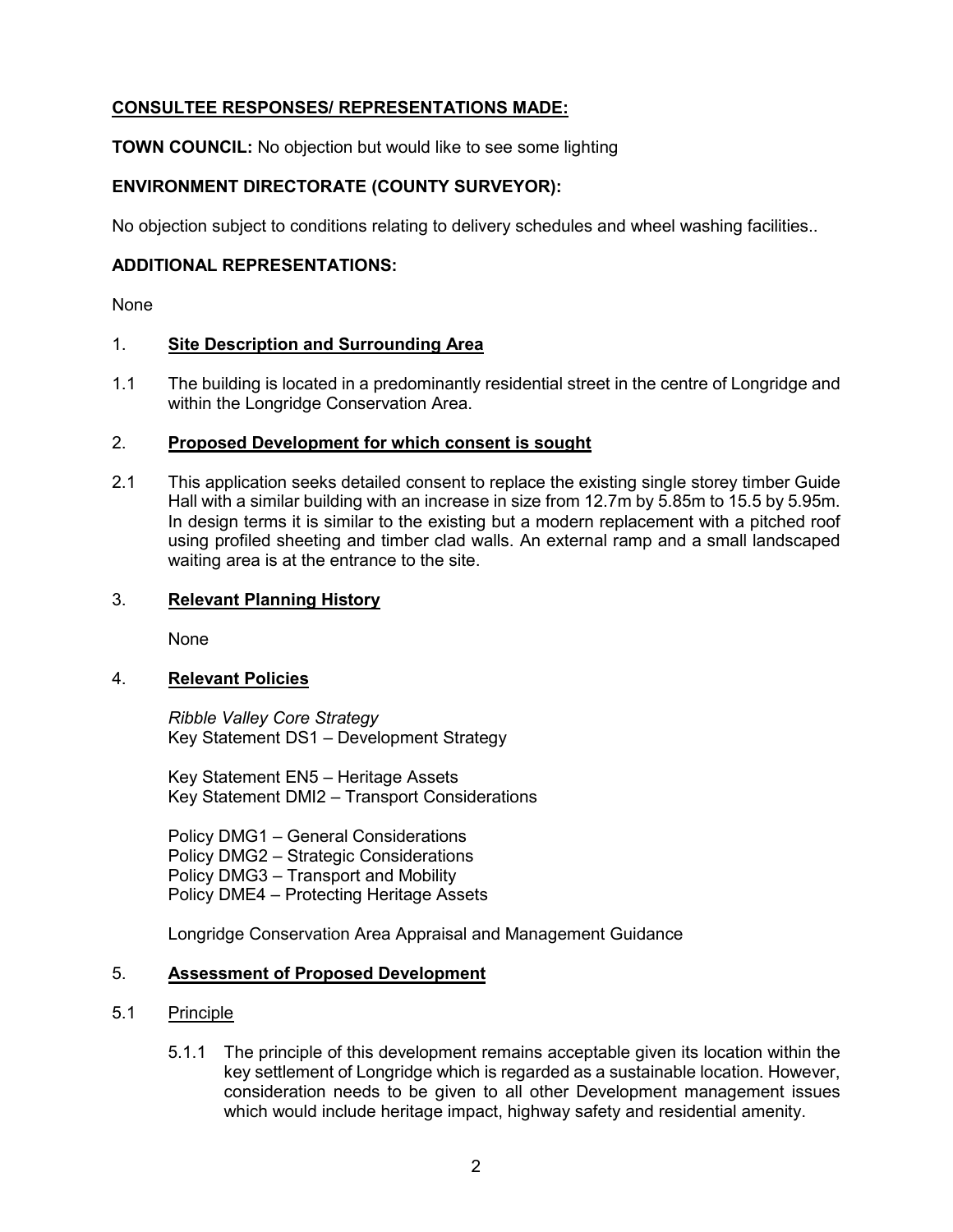**CONSULTEE RESPONSES/ REPRESENTATIONS MADE:**

**TOWN COUNCIL:** No objection but would like to see some lighting

**ENVIRONMENT DIRECTORATE (COUNTY SURVEYOR):**

No objection subject to conditions relating to delivery schedules and wheel washing facilities..

**ADDITIONAL REPRESENTATIONS:**

None

## 1. Site Description and Surrounding Area

1.1 The building is located in a predominantly residential street in the centre of Longridge and within the Longridge Conservation Area.

## 2. Proposed Development for which consent is sought

2.1 This application seeks detailed consent to replace the existing single storey timber Guide Hall with a similar building with an increase in size from 12.7m by 5.85m to 15.5 by 5.95m. In design terms it is similar to the existing but a modern replacement with a pitched roof using profiled sheeting and timber clad walls. An external ramp and a small landscaped waiting area is at the entrance to the site.

## 3. Relevant Planning History

None

## 4. Relevant Policies

*Ribble Valley Core Strategy*
Key Statement DS1 – Development Strategy

Key Statement EN5 – Heritage Assets
Key Statement DMI2 – Transport Considerations

Policy DMG1 – General Considerations
Policy DMG2 – Strategic Considerations
Policy DMG3 – Transport and Mobility
Policy DME4 – Protecting Heritage Assets

Longridge Conservation Area Appraisal and Management Guidance

## 5. Assessment of Proposed Development

5.1 Principle

5.1.1 The principle of this development remains acceptable given its location within the key settlement of Longridge which is regarded as a sustainable location. However, consideration needs to be given to all other Development management issues which would include heritage impact, highway safety and residential amenity.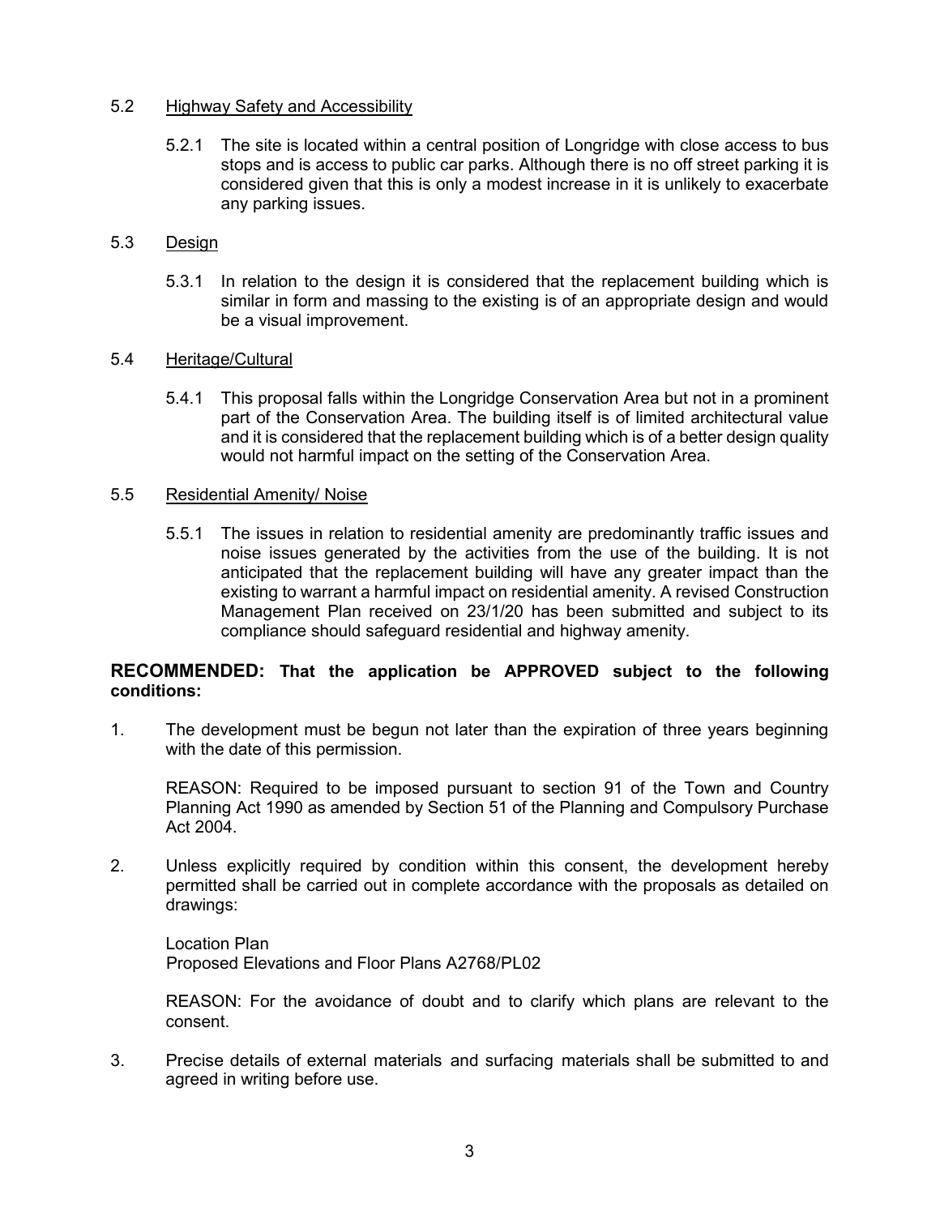## 5.2 Highway Safety and Accessibility

5.2.1 The site is located within a central position of Longridge with close access to bus stops and is access to public car parks. Although there is no off street parking it is considered given that this is only a modest increase in it is unlikely to exacerbate any parking issues.

## 5.3 Design

5.3.1 In relation to the design it is considered that the replacement building which is similar in form and massing to the existing is of an appropriate design and would be a visual improvement.

## 5.4 Heritage/Cultural

5.4.1 This proposal falls within the Longridge Conservation Area but not in a prominent part of the Conservation Area. The building itself is of limited architectural value and it is considered that the replacement building which is of a better design quality would not harmful impact on the setting of the Conservation Area.

## 5.5 Residential Amenity/ Noise

5.5.1 The issues in relation to residential amenity are predominantly traffic issues and noise issues generated by the activities from the use of the building. It is not anticipated that the replacement building will have any greater impact than the existing to warrant a harmful impact on residential amenity. A revised Construction Management Plan received on 23/1/20 has been submitted and subject to its compliance should safeguard residential and highway amenity.

**RECOMMENDED: That the application be APPROVED subject to the following conditions:**

1. The development must be begun not later than the expiration of three years beginning with the date of this permission.

   REASON: Required to be imposed pursuant to section 91 of the Town and Country Planning Act 1990 as amended by Section 51 of the Planning and Compulsory Purchase Act 2004.

2. Unless explicitly required by condition within this consent, the development hereby permitted shall be carried out in complete accordance with the proposals as detailed on drawings:

   Location Plan
   Proposed Elevations and Floor Plans A2768/PL02

   REASON: For the avoidance of doubt and to clarify which plans are relevant to the consent.

3. Precise details of external materials and surfacing materials shall be submitted to and agreed in writing before use.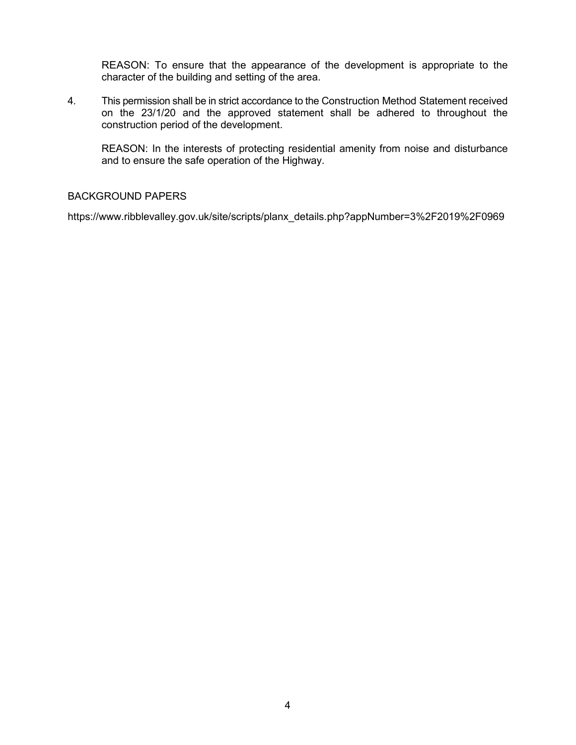REASON: To ensure that the appearance of the development is appropriate to the character of the building and setting of the area.

4. This permission shall be in strict accordance to the Construction Method Statement received on the 23/1/20 and the approved statement shall be adhered to throughout the construction period of the development.

   REASON: In the interests of protecting residential amenity from noise and disturbance and to ensure the safe operation of the Highway.

BACKGROUND PAPERS

https://www.ribblevalley.gov.uk/site/scripts/planx_details.php?appNumber=3%2F2019%2F0969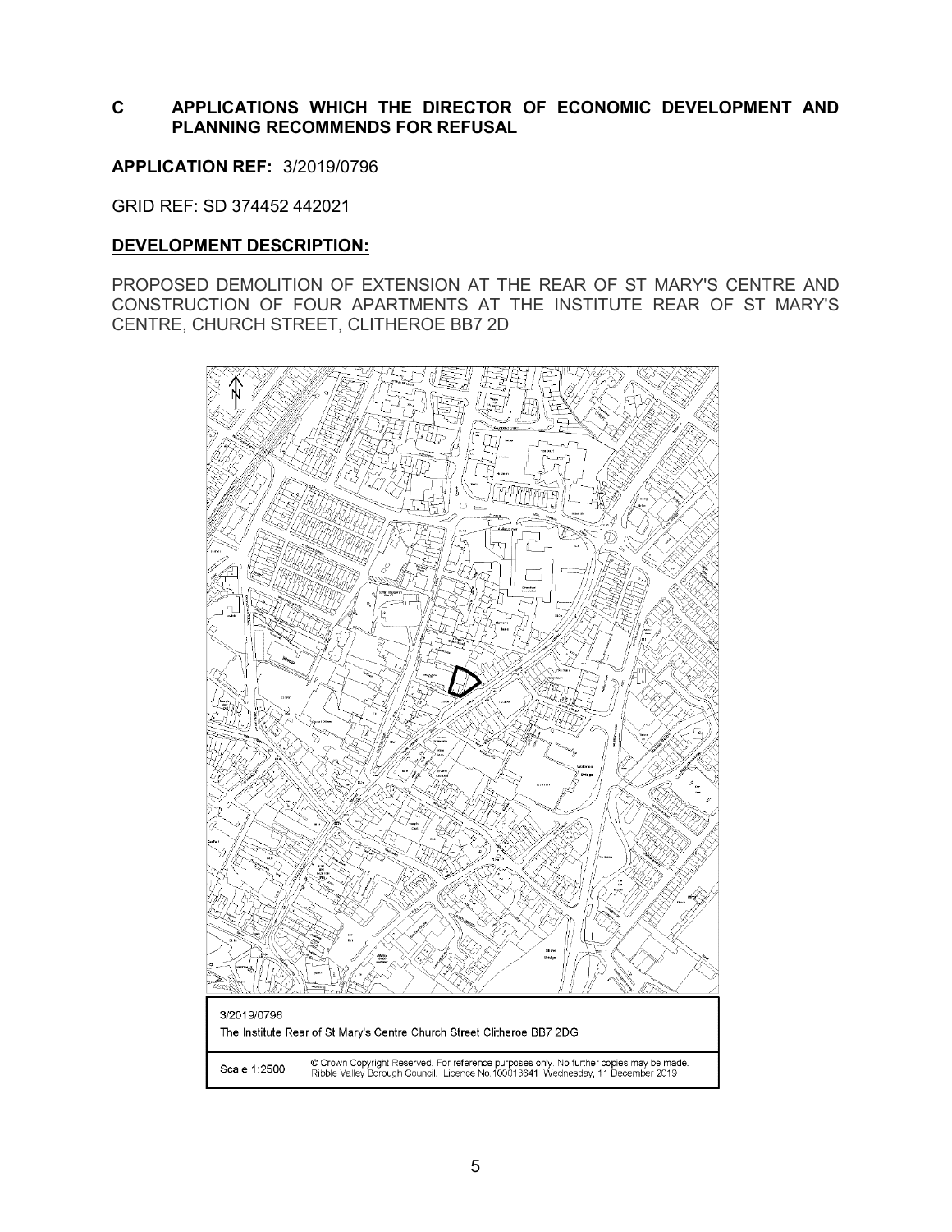## C APPLICATIONS WHICH THE DIRECTOR OF ECONOMIC DEVELOPMENT AND PLANNING RECOMMENDS FOR REFUSAL

**APPLICATION REF:** 3/2019/0796

GRID REF: SD 374452 442021

**DEVELOPMENT DESCRIPTION:**

PROPOSED DEMOLITION OF EXTENSION AT THE REAR OF ST MARY'S CENTRE AND CONSTRUCTION OF FOUR APARTMENTS AT THE INSTITUTE REAR OF ST MARY'S CENTRE, CHURCH STREET, CLITHEROE BB7 2D

3/2019/0796

The Institute Rear of St Mary's Centre Church Street Clitheroe BB7 2DG

Scale 1:2500

© Crown Copyright Reserved. For reference purposes only. No further copies may be made. Ribble Valley Borough Council. Licence No.100018641 Wednesday, 11 December 2019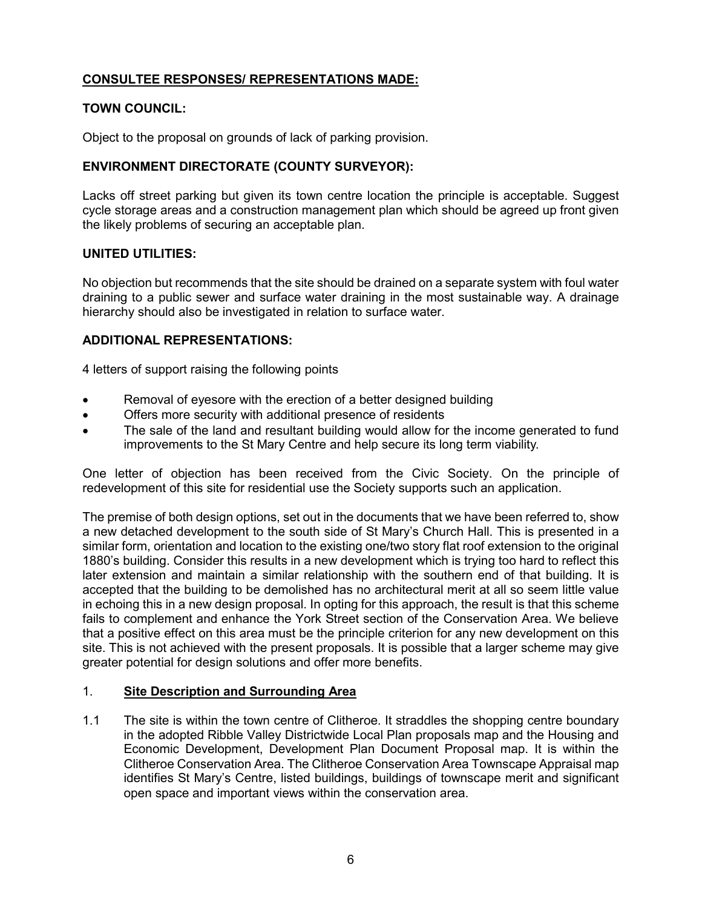## CONSULTEE RESPONSES/ REPRESENTATIONS MADE:

### TOWN COUNCIL:

Object to the proposal on grounds of lack of parking provision.

### ENVIRONMENT DIRECTORATE (COUNTY SURVEYOR):

Lacks off street parking but given its town centre location the principle is acceptable. Suggest cycle storage areas and a construction management plan which should be agreed up front given the likely problems of securing an acceptable plan.

### UNITED UTILITIES:

No objection but recommends that the site should be drained on a separate system with foul water draining to a public sewer and surface water draining in the most sustainable way. A drainage hierarchy should also be investigated in relation to surface water.

### ADDITIONAL REPRESENTATIONS:

4 letters of support raising the following points

- Removal of eyesore with the erection of a better designed building
- Offers more security with additional presence of residents
- The sale of the land and resultant building would allow for the income generated to fund improvements to the St Mary Centre and help secure its long term viability.

One letter of objection has been received from the Civic Society. On the principle of redevelopment of this site for residential use the Society supports such an application.

The premise of both design options, set out in the documents that we have been referred to, show a new detached development to the south side of St Mary's Church Hall. This is presented in a similar form, orientation and location to the existing one/two story flat roof extension to the original 1880's building. Consider this results in a new development which is trying too hard to reflect this later extension and maintain a similar relationship with the southern end of that building. It is accepted that the building to be demolished has no architectural merit at all so seem little value in echoing this in a new design proposal. In opting for this approach, the result is that this scheme fails to complement and enhance the York Street section of the Conservation Area. We believe that a positive effect on this area must be the principle criterion for any new development on this site. This is not achieved with the present proposals. It is possible that a larger scheme may give greater potential for design solutions and offer more benefits.

1. **Site Description and Surrounding Area**

1.1 The site is within the town centre of Clitheroe. It straddles the shopping centre boundary in the adopted Ribble Valley Districtwide Local Plan proposals map and the Housing and Economic Development, Development Plan Document Proposal map. It is within the Clitheroe Conservation Area. The Clitheroe Conservation Area Townscape Appraisal map identifies St Mary's Centre, listed buildings, buildings of townscape merit and significant open space and important views within the conservation area.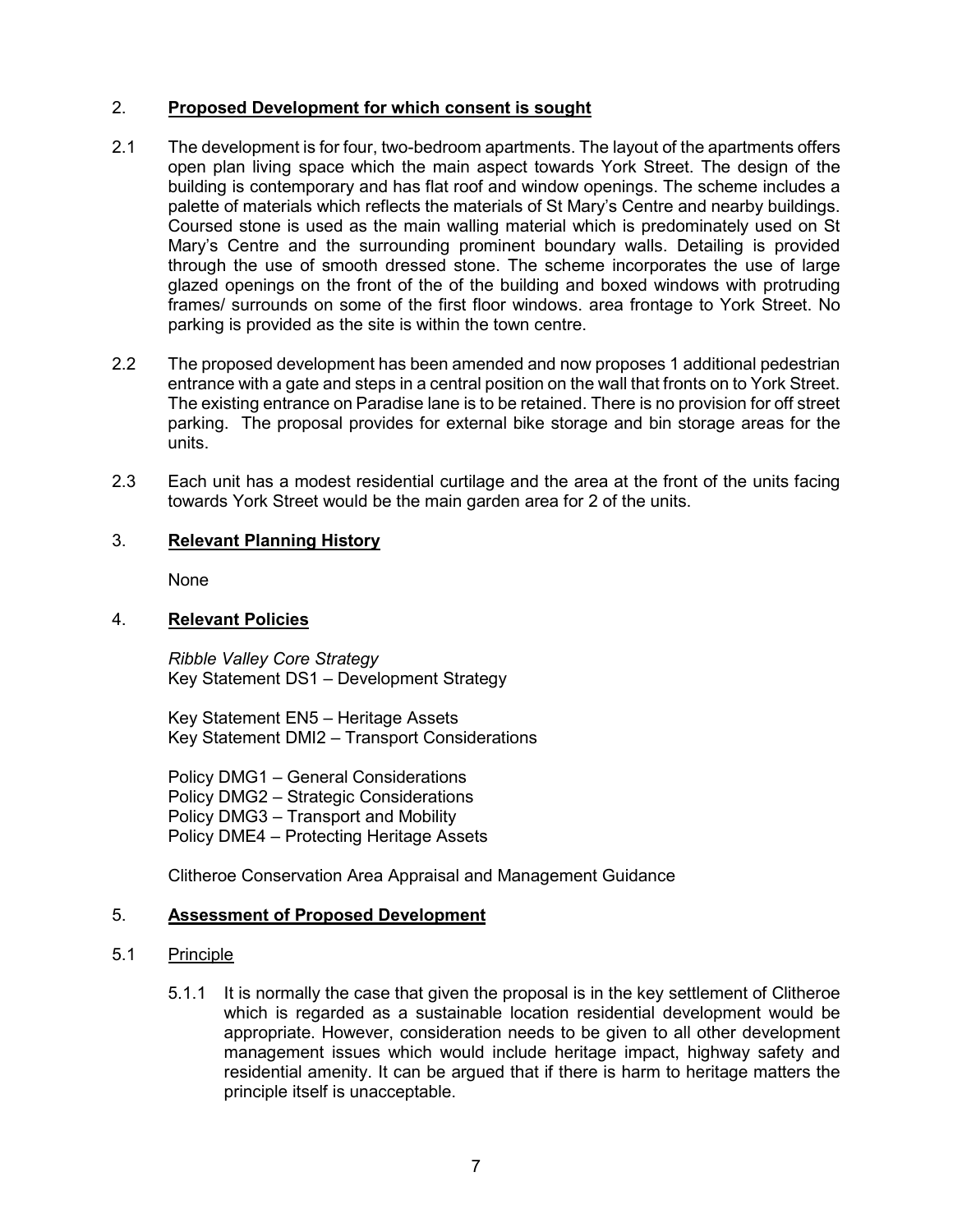## 2. **Proposed Development for which consent is sought**

2.1 The development is for four, two-bedroom apartments. The layout of the apartments offers open plan living space which the main aspect towards York Street. The design of the building is contemporary and has flat roof and window openings. The scheme includes a palette of materials which reflects the materials of St Mary's Centre and nearby buildings. Coursed stone is used as the main walling material which is predominately used on St Mary's Centre and the surrounding prominent boundary walls. Detailing is provided through the use of smooth dressed stone. The scheme incorporates the use of large glazed openings on the front of the of the building and boxed windows with protruding frames/ surrounds on some of the first floor windows. area frontage to York Street. No parking is provided as the site is within the town centre.

2.2 The proposed development has been amended and now proposes 1 additional pedestrian entrance with a gate and steps in a central position on the wall that fronts on to York Street. The existing entrance on Paradise lane is to be retained. There is no provision for off street parking. The proposal provides for external bike storage and bin storage areas for the units.

2.3 Each unit has a modest residential curtilage and the area at the front of the units facing towards York Street would be the main garden area for 2 of the units.

## 3. **Relevant Planning History**

None

## 4. **Relevant Policies**

*Ribble Valley Core Strategy*
Key Statement DS1 – Development Strategy

Key Statement EN5 – Heritage Assets
Key Statement DMI2 – Transport Considerations

Policy DMG1 – General Considerations
Policy DMG2 – Strategic Considerations
Policy DMG3 – Transport and Mobility
Policy DME4 – Protecting Heritage Assets

Clitheroe Conservation Area Appraisal and Management Guidance

## 5. **Assessment of Proposed Development**

### 5.1 Principle

5.1.1 It is normally the case that given the proposal is in the key settlement of Clitheroe which is regarded as a sustainable location residential development would be appropriate. However, consideration needs to be given to all other development management issues which would include heritage impact, highway safety and residential amenity. It can be argued that if there is harm to heritage matters the principle itself is unacceptable.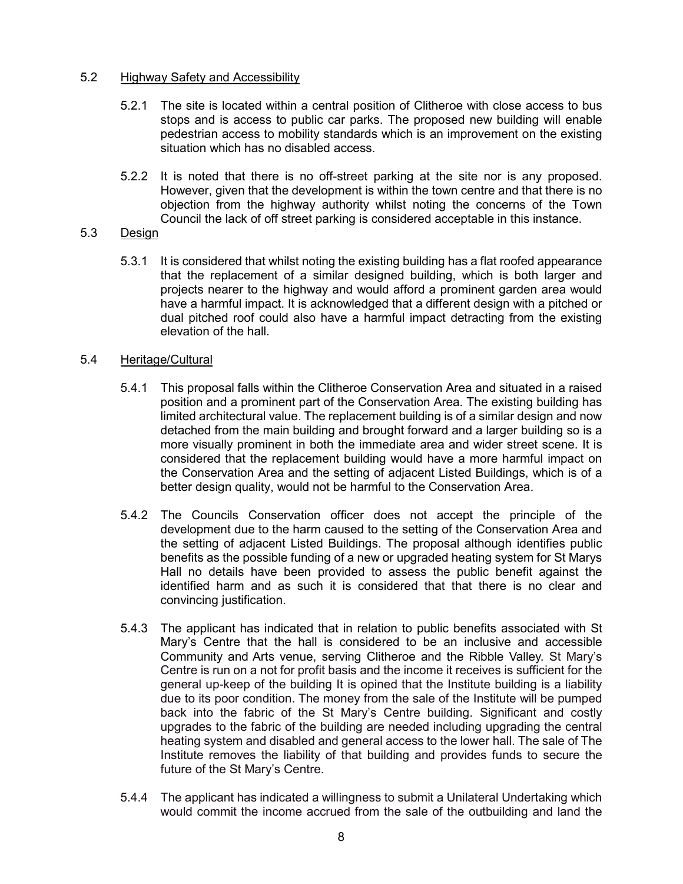## 5.2 Highway Safety and Accessibility

5.2.1 The site is located within a central position of Clitheroe with close access to bus stops and is access to public car parks. The proposed new building will enable pedestrian access to mobility standards which is an improvement on the existing situation which has no disabled access.

5.2.2 It is noted that there is no off-street parking at the site nor is any proposed. However, given that the development is within the town centre and that there is no objection from the highway authority whilst noting the concerns of the Town Council the lack of off street parking is considered acceptable in this instance.

## 5.3 Design

5.3.1 It is considered that whilst noting the existing building has a flat roofed appearance that the replacement of a similar designed building, which is both larger and projects nearer to the highway and would afford a prominent garden area would have a harmful impact. It is acknowledged that a different design with a pitched or dual pitched roof could also have a harmful impact detracting from the existing elevation of the hall.

## 5.4 Heritage/Cultural

5.4.1 This proposal falls within the Clitheroe Conservation Area and situated in a raised position and a prominent part of the Conservation Area. The existing building has limited architectural value. The replacement building is of a similar design and now detached from the main building and brought forward and a larger building so is a more visually prominent in both the immediate area and wider street scene. It is considered that the replacement building would have a more harmful impact on the Conservation Area and the setting of adjacent Listed Buildings, which is of a better design quality, would not be harmful to the Conservation Area.

5.4.2 The Councils Conservation officer does not accept the principle of the development due to the harm caused to the setting of the Conservation Area and the setting of adjacent Listed Buildings. The proposal although identifies public benefits as the possible funding of a new or upgraded heating system for St Marys Hall no details have been provided to assess the public benefit against the identified harm and as such it is considered that that there is no clear and convincing justification.

5.4.3 The applicant has indicated that in relation to public benefits associated with St Mary's Centre that the hall is considered to be an inclusive and accessible Community and Arts venue, serving Clitheroe and the Ribble Valley. St Mary's Centre is run on a not for profit basis and the income it receives is sufficient for the general up-keep of the building It is opined that the Institute building is a liability due to its poor condition. The money from the sale of the Institute will be pumped back into the fabric of the St Mary's Centre building. Significant and costly upgrades to the fabric of the building are needed including upgrading the central heating system and disabled and general access to the lower hall. The sale of The Institute removes the liability of that building and provides funds to secure the future of the St Mary's Centre.

5.4.4 The applicant has indicated a willingness to submit a Unilateral Undertaking which would commit the income accrued from the sale of the outbuilding and land the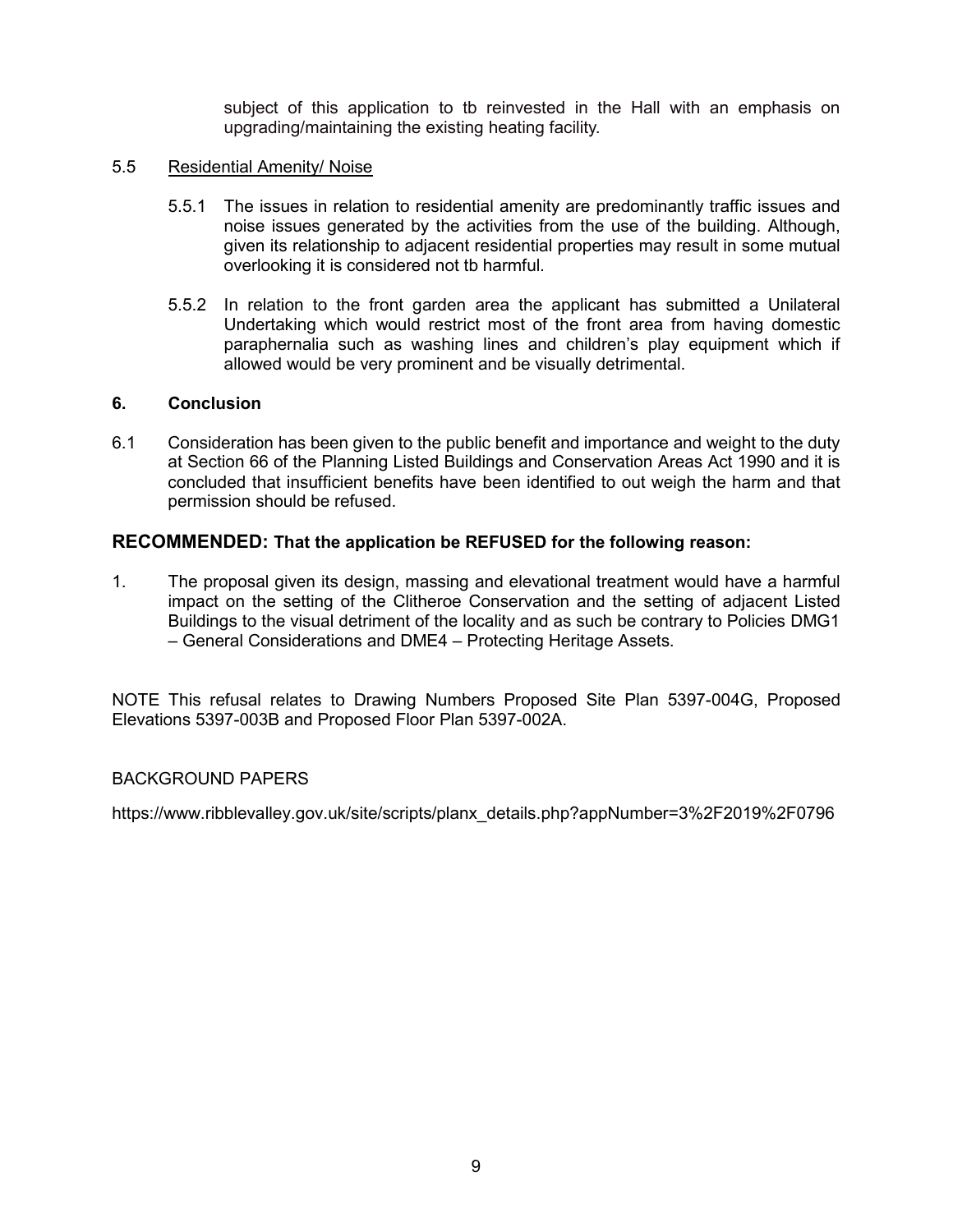subject of this application to tb reinvested in the Hall with an emphasis on upgrading/maintaining the existing heating facility.

5.5 Residential Amenity/ Noise

5.5.1 The issues in relation to residential amenity are predominantly traffic issues and noise issues generated by the activities from the use of the building. Although, given its relationship to adjacent residential properties may result in some mutual overlooking it is considered not tb harmful.

5.5.2 In relation to the front garden area the applicant has submitted a Unilateral Undertaking which would restrict most of the front area from having domestic paraphernalia such as washing lines and children's play equipment which if allowed would be very prominent and be visually detrimental.

## 6. Conclusion

6.1 Consideration has been given to the public benefit and importance and weight to the duty at Section 66 of the Planning Listed Buildings and Conservation Areas Act 1990 and it is concluded that insufficient benefits have been identified to out weigh the harm and that permission should be refused.

**RECOMMENDED: That the application be REFUSED for the following reason:**

1. The proposal given its design, massing and elevational treatment would have a harmful impact on the setting of the Clitheroe Conservation and the setting of adjacent Listed Buildings to the visual detriment of the locality and as such be contrary to Policies DMG1 – General Considerations and DME4 – Protecting Heritage Assets.

NOTE This refusal relates to Drawing Numbers Proposed Site Plan 5397-004G, Proposed Elevations 5397-003B and Proposed Floor Plan 5397-002A.

BACKGROUND PAPERS

https://www.ribblevalley.gov.uk/site/scripts/planx_details.php?appNumber=3%2F2019%2F0796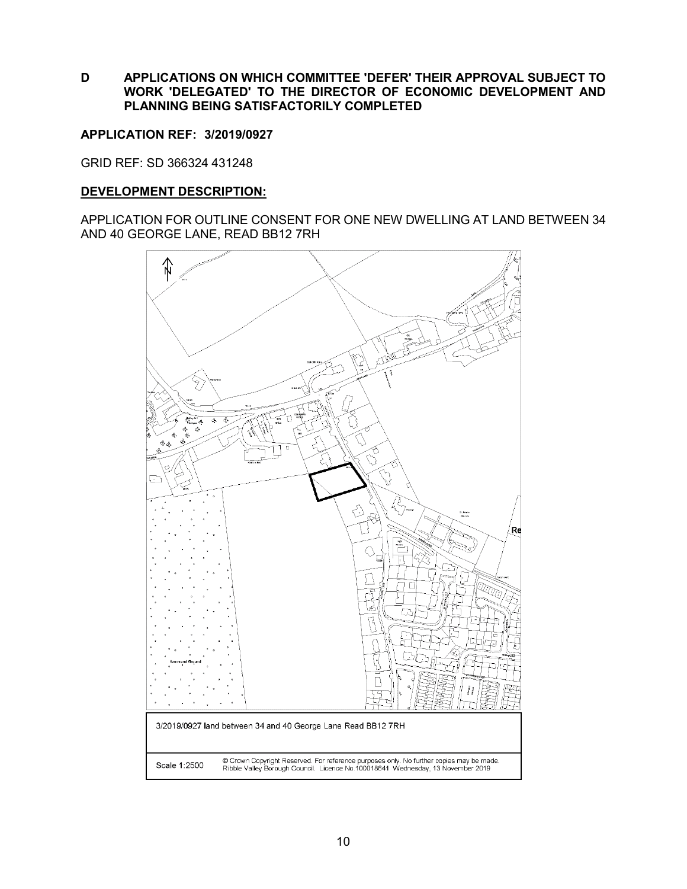**D APPLICATIONS ON WHICH COMMITTEE 'DEFER' THEIR APPROVAL SUBJECT TO WORK 'DELEGATED' TO THE DIRECTOR OF ECONOMIC DEVELOPMENT AND PLANNING BEING SATISFACTORILY COMPLETED**

**APPLICATION REF: 3/2019/0927**

GRID REF: SD 366324 431248

**DEVELOPMENT DESCRIPTION:**

APPLICATION FOR OUTLINE CONSENT FOR ONE NEW DWELLING AT LAND BETWEEN 34 AND 40 GEORGE LANE, READ BB12 7RH

3/2019/0927 land between 34 and 40 George Lane Read BB12 7RH

Scale 1:2500 © Crown Copyright Reserved. For reference purposes only. No further copies may be made. Ribble Valley Borough Council. Licence No 100018641 Wednesday, 13 November 2019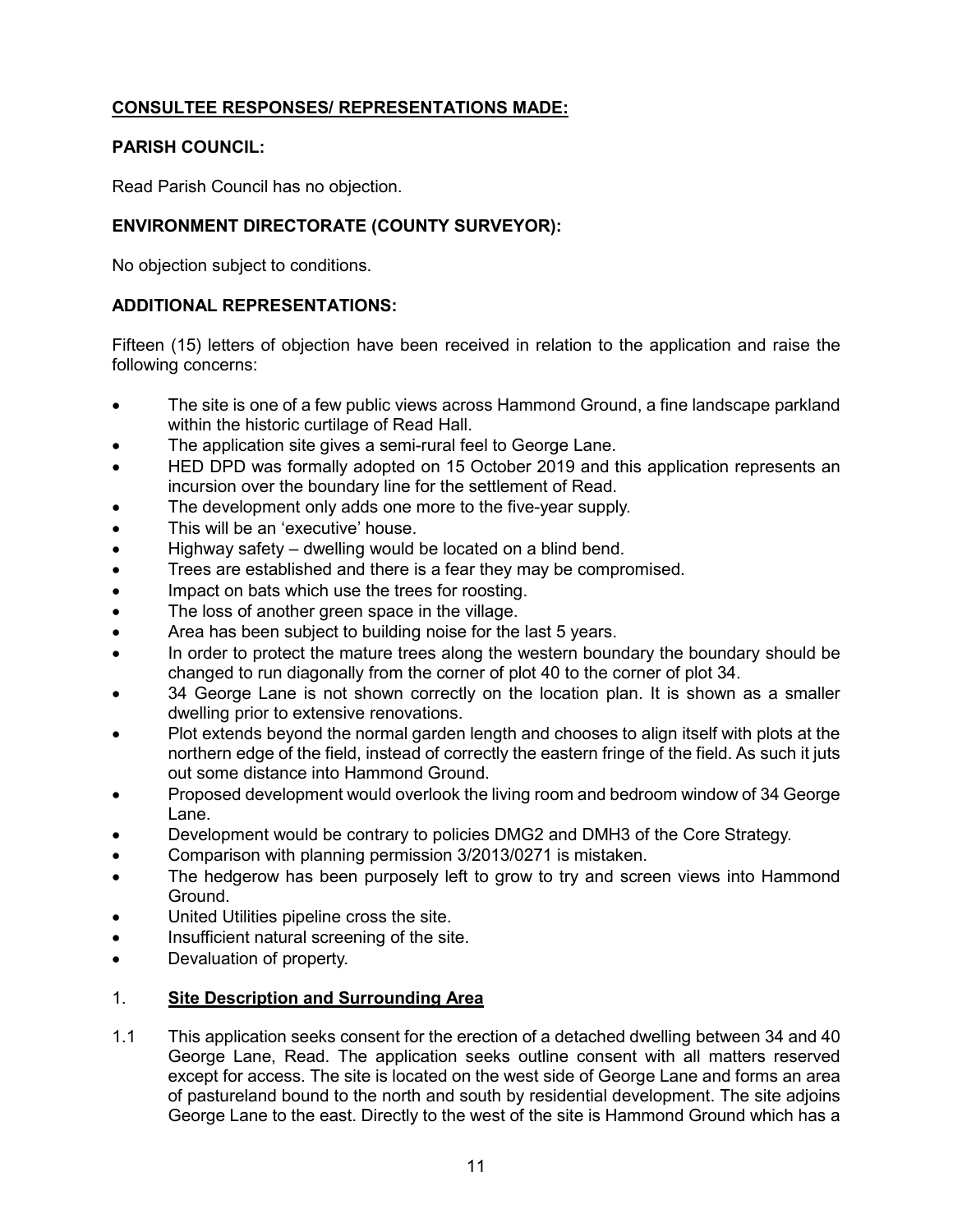## CONSULTEE RESPONSES/ REPRESENTATIONS MADE:

### PARISH COUNCIL:

Read Parish Council has no objection.

### ENVIRONMENT DIRECTORATE (COUNTY SURVEYOR):

No objection subject to conditions.

### ADDITIONAL REPRESENTATIONS:

Fifteen (15) letters of objection have been received in relation to the application and raise the following concerns:

- The site is one of a few public views across Hammond Ground, a fine landscape parkland within the historic curtilage of Read Hall.
- The application site gives a semi-rural feel to George Lane.
- HED DPD was formally adopted on 15 October 2019 and this application represents an incursion over the boundary line for the settlement of Read.
- The development only adds one more to the five-year supply.
- This will be an 'executive' house.
- Highway safety – dwelling would be located on a blind bend.
- Trees are established and there is a fear they may be compromised.
- Impact on bats which use the trees for roosting.
- The loss of another green space in the village.
- Area has been subject to building noise for the last 5 years.
- In order to protect the mature trees along the western boundary the boundary should be changed to run diagonally from the corner of plot 40 to the corner of plot 34.
- 34 George Lane is not shown correctly on the location plan. It is shown as a smaller dwelling prior to extensive renovations.
- Plot extends beyond the normal garden length and chooses to align itself with plots at the northern edge of the field, instead of correctly the eastern fringe of the field. As such it juts out some distance into Hammond Ground.
- Proposed development would overlook the living room and bedroom window of 34 George Lane.
- Development would be contrary to policies DMG2 and DMH3 of the Core Strategy.
- Comparison with planning permission 3/2013/0271 is mistaken.
- The hedgerow has been purposely left to grow to try and screen views into Hammond Ground.
- United Utilities pipeline cross the site.
- Insufficient natural screening of the site.
- Devaluation of property.

## 1. Site Description and Surrounding Area

1.1 This application seeks consent for the erection of a detached dwelling between 34 and 40 George Lane, Read. The application seeks outline consent with all matters reserved except for access. The site is located on the west side of George Lane and forms an area of pastureland bound to the north and south by residential development. The site adjoins George Lane to the east. Directly to the west of the site is Hammond Ground which has a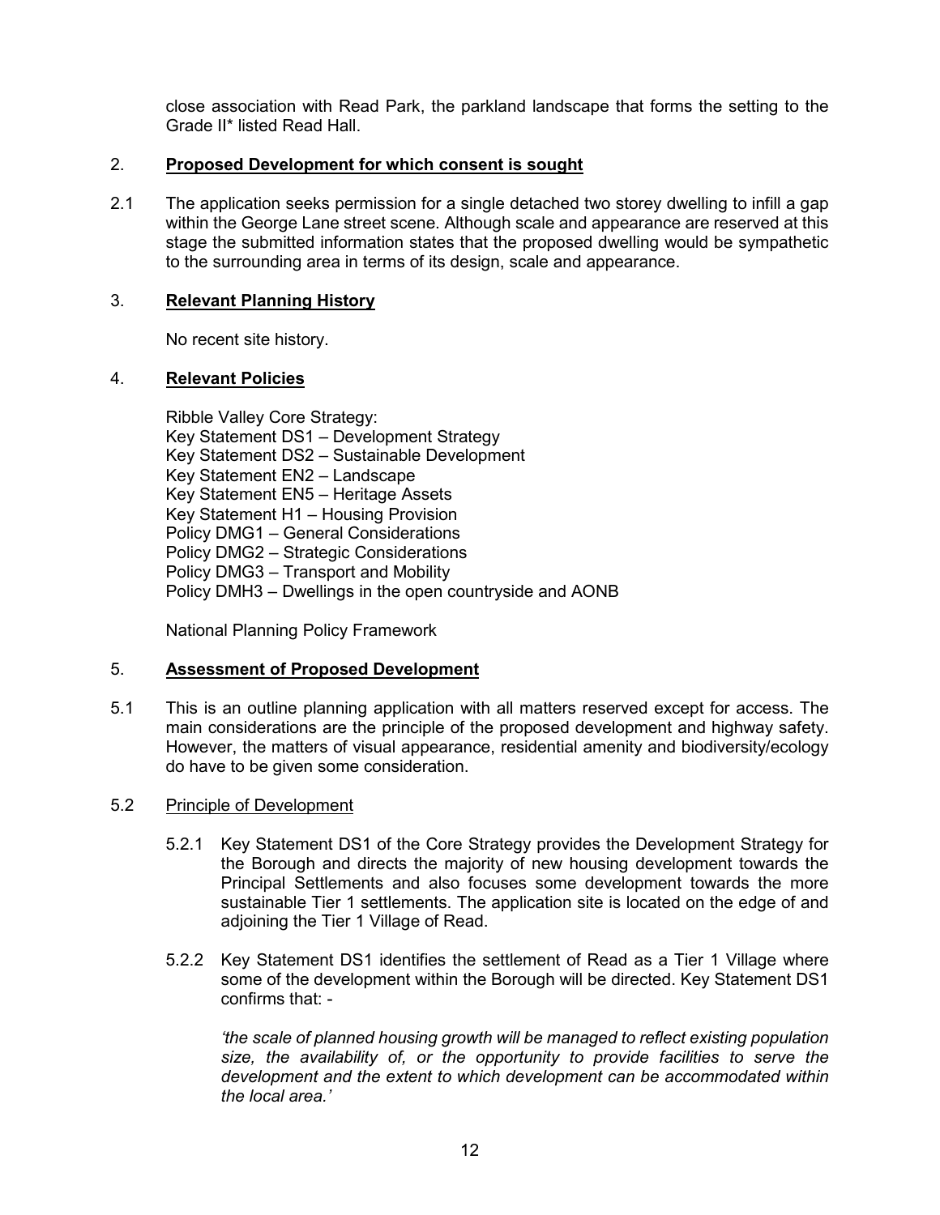close association with Read Park, the parkland landscape that forms the setting to the Grade II* listed Read Hall.

## 2. Proposed Development for which consent is sought

2.1 The application seeks permission for a single detached two storey dwelling to infill a gap within the George Lane street scene. Although scale and appearance are reserved at this stage the submitted information states that the proposed dwelling would be sympathetic to the surrounding area in terms of its design, scale and appearance.

## 3. Relevant Planning History

No recent site history.

## 4. Relevant Policies

Ribble Valley Core Strategy:
Key Statement DS1 – Development Strategy
Key Statement DS2 – Sustainable Development
Key Statement EN2 – Landscape
Key Statement EN5 – Heritage Assets
Key Statement H1 – Housing Provision
Policy DMG1 – General Considerations
Policy DMG2 – Strategic Considerations
Policy DMG3 – Transport and Mobility
Policy DMH3 – Dwellings in the open countryside and AONB

National Planning Policy Framework

## 5. Assessment of Proposed Development

5.1 This is an outline planning application with all matters reserved except for access. The main considerations are the principle of the proposed development and highway safety. However, the matters of visual appearance, residential amenity and biodiversity/ecology do have to be given some consideration.

### 5.2 Principle of Development

5.2.1 Key Statement DS1 of the Core Strategy provides the Development Strategy for the Borough and directs the majority of new housing development towards the Principal Settlements and also focuses some development towards the more sustainable Tier 1 settlements. The application site is located on the edge of and adjoining the Tier 1 Village of Read.

5.2.2 Key Statement DS1 identifies the settlement of Read as a Tier 1 Village where some of the development within the Borough will be directed. Key Statement DS1 confirms that: -

*'the scale of planned housing growth will be managed to reflect existing population size, the availability of, or the opportunity to provide facilities to serve the development and the extent to which development can be accommodated within the local area.'*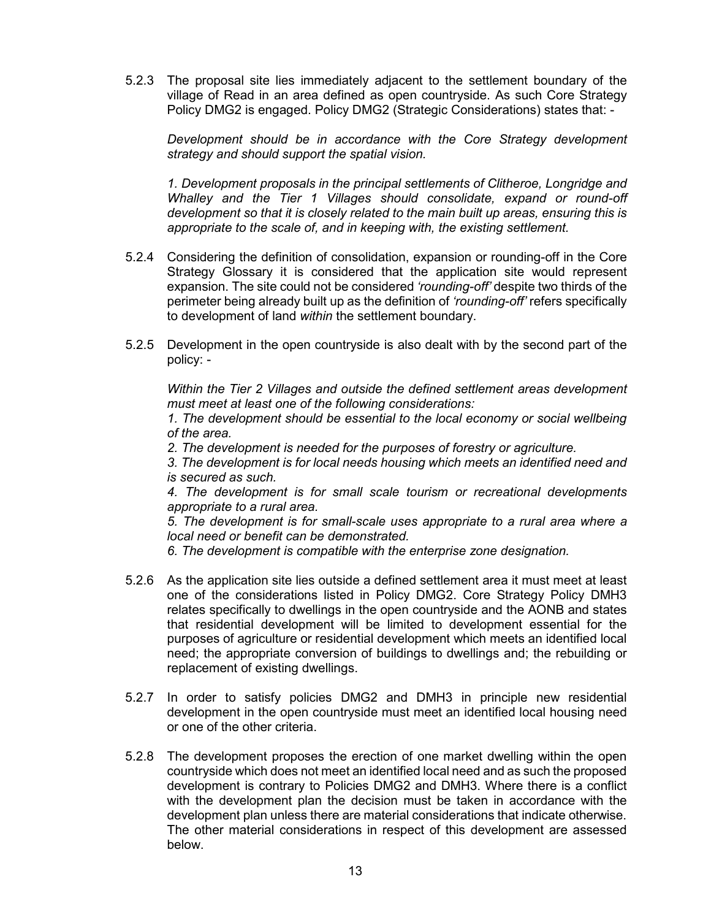5.2.3 The proposal site lies immediately adjacent to the settlement boundary of the village of Read in an area defined as open countryside. As such Core Strategy Policy DMG2 is engaged. Policy DMG2 (Strategic Considerations) states that: -

*Development should be in accordance with the Core Strategy development strategy and should support the spatial vision.*

*1. Development proposals in the principal settlements of Clitheroe, Longridge and Whalley and the Tier 1 Villages should consolidate, expand or round-off development so that it is closely related to the main built up areas, ensuring this is appropriate to the scale of, and in keeping with, the existing settlement.*

5.2.4 Considering the definition of consolidation, expansion or rounding-off in the Core Strategy Glossary it is considered that the application site would represent expansion. The site could not be considered *'rounding-off'* despite two thirds of the perimeter being already built up as the definition of *'rounding-off'* refers specifically to development of land *within* the settlement boundary.

5.2.5 Development in the open countryside is also dealt with by the second part of the policy: -

*Within the Tier 2 Villages and outside the defined settlement areas development must meet at least one of the following considerations:*

*1. The development should be essential to the local economy or social wellbeing of the area.*

*2. The development is needed for the purposes of forestry or agriculture.*

*3. The development is for local needs housing which meets an identified need and is secured as such.*

*4. The development is for small scale tourism or recreational developments appropriate to a rural area.*

*5. The development is for small-scale uses appropriate to a rural area where a local need or benefit can be demonstrated.*

*6. The development is compatible with the enterprise zone designation.*

5.2.6 As the application site lies outside a defined settlement area it must meet at least one of the considerations listed in Policy DMG2. Core Strategy Policy DMH3 relates specifically to dwellings in the open countryside and the AONB and states that residential development will be limited to development essential for the purposes of agriculture or residential development which meets an identified local need; the appropriate conversion of buildings to dwellings and; the rebuilding or replacement of existing dwellings.

5.2.7 In order to satisfy policies DMG2 and DMH3 in principle new residential development in the open countryside must meet an identified local housing need or one of the other criteria.

5.2.8 The development proposes the erection of one market dwelling within the open countryside which does not meet an identified local need and as such the proposed development is contrary to Policies DMG2 and DMH3. Where there is a conflict with the development plan the decision must be taken in accordance with the development plan unless there are material considerations that indicate otherwise. The other material considerations in respect of this development are assessed below.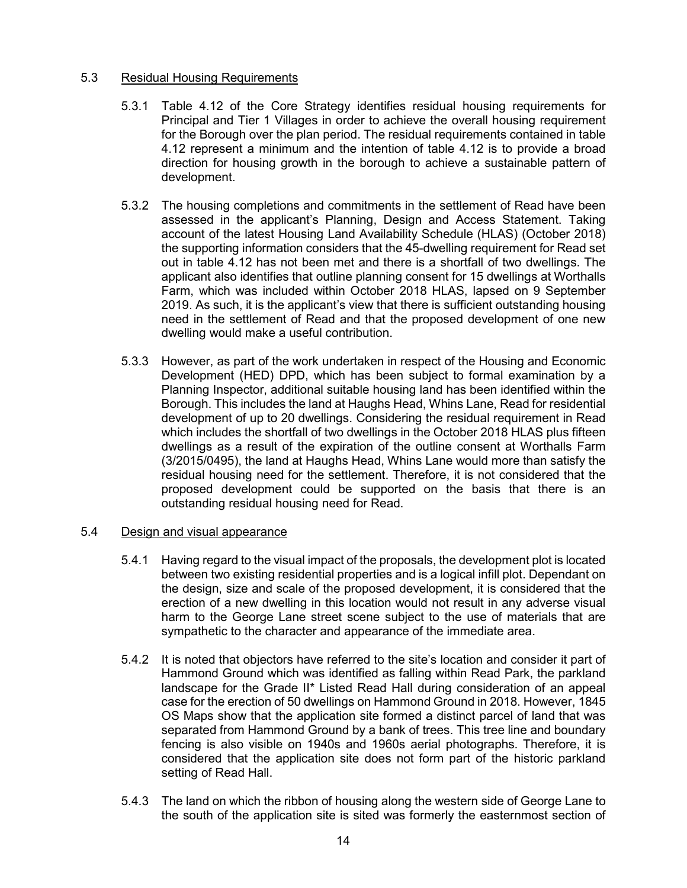### 5.3 Residual Housing Requirements

5.3.1 Table 4.12 of the Core Strategy identifies residual housing requirements for Principal and Tier 1 Villages in order to achieve the overall housing requirement for the Borough over the plan period. The residual requirements contained in table 4.12 represent a minimum and the intention of table 4.12 is to provide a broad direction for housing growth in the borough to achieve a sustainable pattern of development.

5.3.2 The housing completions and commitments in the settlement of Read have been assessed in the applicant's Planning, Design and Access Statement. Taking account of the latest Housing Land Availability Schedule (HLAS) (October 2018) the supporting information considers that the 45-dwelling requirement for Read set out in table 4.12 has not been met and there is a shortfall of two dwellings. The applicant also identifies that outline planning consent for 15 dwellings at Worthalls Farm, which was included within October 2018 HLAS, lapsed on 9 September 2019. As such, it is the applicant's view that there is sufficient outstanding housing need in the settlement of Read and that the proposed development of one new dwelling would make a useful contribution.

5.3.3 However, as part of the work undertaken in respect of the Housing and Economic Development (HED) DPD, which has been subject to formal examination by a Planning Inspector, additional suitable housing land has been identified within the Borough. This includes the land at Haughs Head, Whins Lane, Read for residential development of up to 20 dwellings. Considering the residual requirement in Read which includes the shortfall of two dwellings in the October 2018 HLAS plus fifteen dwellings as a result of the expiration of the outline consent at Worthalls Farm (3/2015/0495), the land at Haughs Head, Whins Lane would more than satisfy the residual housing need for the settlement. Therefore, it is not considered that the proposed development could be supported on the basis that there is an outstanding residual housing need for Read.

### 5.4 Design and visual appearance

5.4.1 Having regard to the visual impact of the proposals, the development plot is located between two existing residential properties and is a logical infill plot. Dependant on the design, size and scale of the proposed development, it is considered that the erection of a new dwelling in this location would not result in any adverse visual harm to the George Lane street scene subject to the use of materials that are sympathetic to the character and appearance of the immediate area.

5.4.2 It is noted that objectors have referred to the site's location and consider it part of Hammond Ground which was identified as falling within Read Park, the parkland landscape for the Grade II* Listed Read Hall during consideration of an appeal case for the erection of 50 dwellings on Hammond Ground in 2018. However, 1845 OS Maps show that the application site formed a distinct parcel of land that was separated from Hammond Ground by a bank of trees. This tree line and boundary fencing is also visible on 1940s and 1960s aerial photographs. Therefore, it is considered that the application site does not form part of the historic parkland setting of Read Hall.

5.4.3 The land on which the ribbon of housing along the western side of George Lane to the south of the application site is sited was formerly the easternmost section of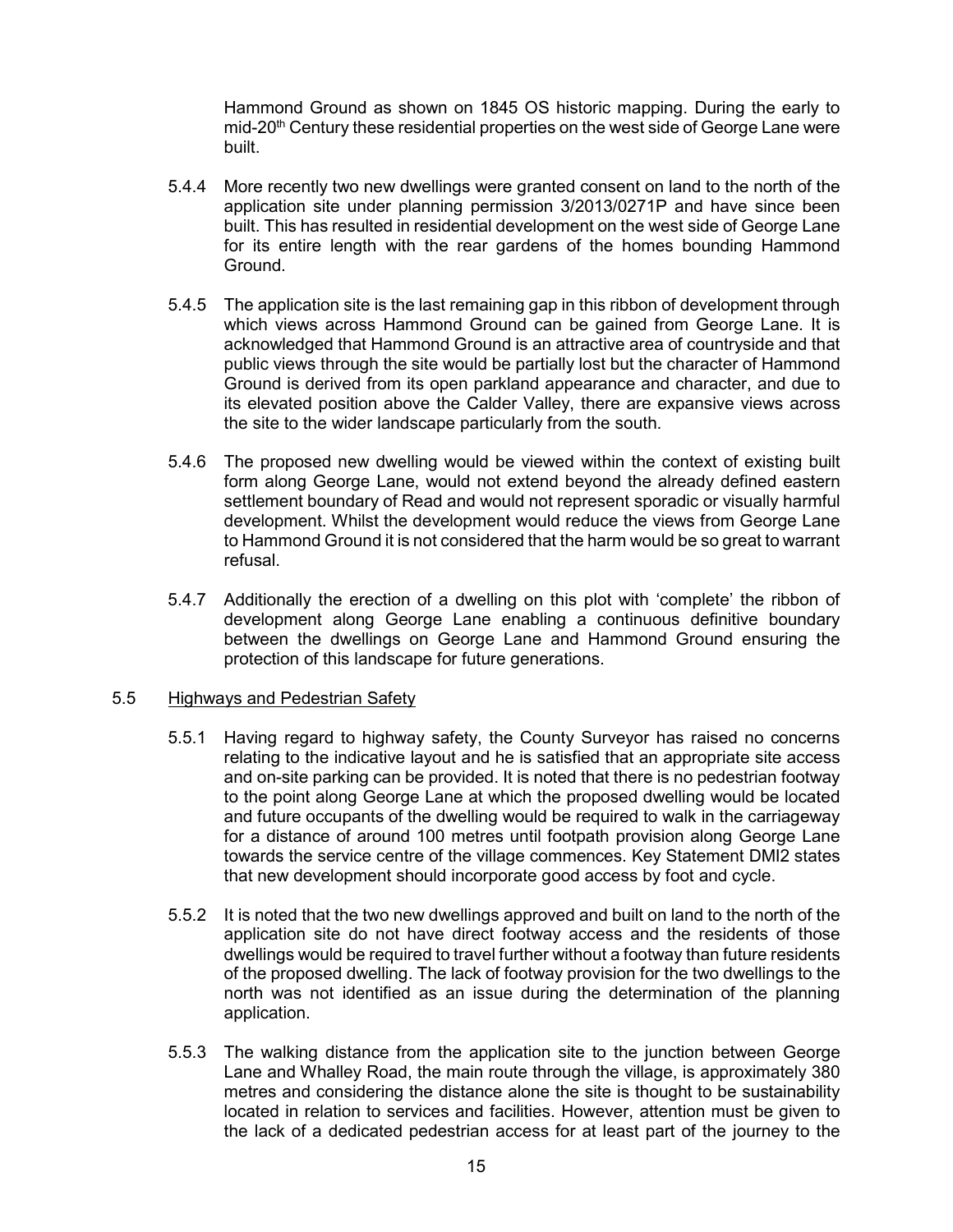Hammond Ground as shown on 1845 OS historic mapping. During the early to mid-20th Century these residential properties on the west side of George Lane were built.

5.4.4 More recently two new dwellings were granted consent on land to the north of the application site under planning permission 3/2013/0271P and have since been built. This has resulted in residential development on the west side of George Lane for its entire length with the rear gardens of the homes bounding Hammond Ground.

5.4.5 The application site is the last remaining gap in this ribbon of development through which views across Hammond Ground can be gained from George Lane. It is acknowledged that Hammond Ground is an attractive area of countryside and that public views through the site would be partially lost but the character of Hammond Ground is derived from its open parkland appearance and character, and due to its elevated position above the Calder Valley, there are expansive views across the site to the wider landscape particularly from the south.

5.4.6 The proposed new dwelling would be viewed within the context of existing built form along George Lane, would not extend beyond the already defined eastern settlement boundary of Read and would not represent sporadic or visually harmful development. Whilst the development would reduce the views from George Lane to Hammond Ground it is not considered that the harm would be so great to warrant refusal.

5.4.7 Additionally the erection of a dwelling on this plot with 'complete' the ribbon of development along George Lane enabling a continuous definitive boundary between the dwellings on George Lane and Hammond Ground ensuring the protection of this landscape for future generations.

5.5 Highways and Pedestrian Safety

5.5.1 Having regard to highway safety, the County Surveyor has raised no concerns relating to the indicative layout and he is satisfied that an appropriate site access and on-site parking can be provided. It is noted that there is no pedestrian footway to the point along George Lane at which the proposed dwelling would be located and future occupants of the dwelling would be required to walk in the carriageway for a distance of around 100 metres until footpath provision along George Lane towards the service centre of the village commences. Key Statement DMI2 states that new development should incorporate good access by foot and cycle.

5.5.2 It is noted that the two new dwellings approved and built on land to the north of the application site do not have direct footway access and the residents of those dwellings would be required to travel further without a footway than future residents of the proposed dwelling. The lack of footway provision for the two dwellings to the north was not identified as an issue during the determination of the planning application.

5.5.3 The walking distance from the application site to the junction between George Lane and Whalley Road, the main route through the village, is approximately 380 metres and considering the distance alone the site is thought to be sustainability located in relation to services and facilities. However, attention must be given to the lack of a dedicated pedestrian access for at least part of the journey to the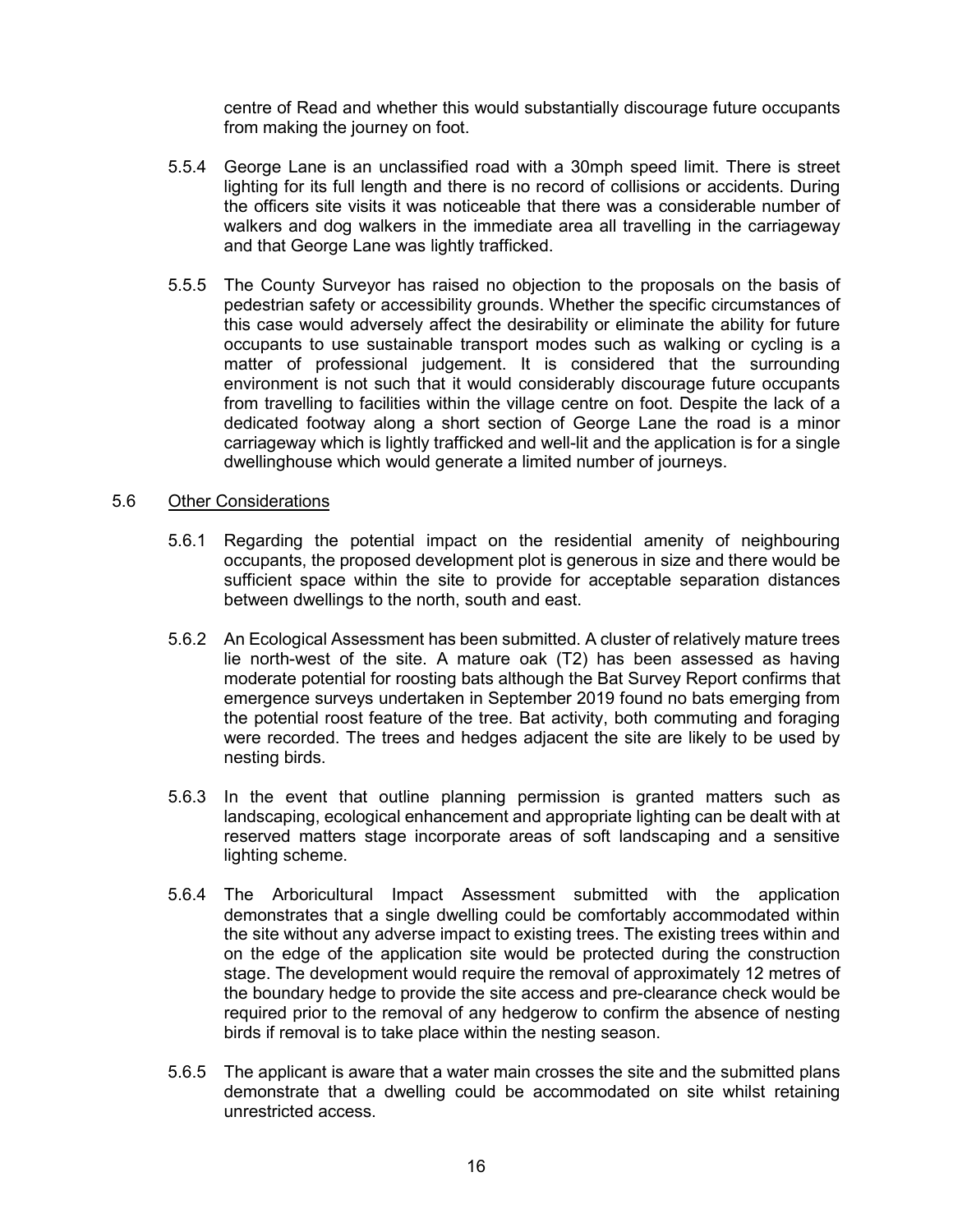centre of Read and whether this would substantially discourage future occupants from making the journey on foot.

5.5.4 George Lane is an unclassified road with a 30mph speed limit. There is street lighting for its full length and there is no record of collisions or accidents. During the officers site visits it was noticeable that there was a considerable number of walkers and dog walkers in the immediate area all travelling in the carriageway and that George Lane was lightly trafficked.

5.5.5 The County Surveyor has raised no objection to the proposals on the basis of pedestrian safety or accessibility grounds. Whether the specific circumstances of this case would adversely affect the desirability or eliminate the ability for future occupants to use sustainable transport modes such as walking or cycling is a matter of professional judgement. It is considered that the surrounding environment is not such that it would considerably discourage future occupants from travelling to facilities within the village centre on foot. Despite the lack of a dedicated footway along a short section of George Lane the road is a minor carriageway which is lightly trafficked and well-lit and the application is for a single dwellinghouse which would generate a limited number of journeys.

5.6 <u>Other Considerations</u>

5.6.1 Regarding the potential impact on the residential amenity of neighbouring occupants, the proposed development plot is generous in size and there would be sufficient space within the site to provide for acceptable separation distances between dwellings to the north, south and east.

5.6.2 An Ecological Assessment has been submitted. A cluster of relatively mature trees lie north-west of the site. A mature oak (T2) has been assessed as having moderate potential for roosting bats although the Bat Survey Report confirms that emergence surveys undertaken in September 2019 found no bats emerging from the potential roost feature of the tree. Bat activity, both commuting and foraging were recorded. The trees and hedges adjacent the site are likely to be used by nesting birds.

5.6.3 In the event that outline planning permission is granted matters such as landscaping, ecological enhancement and appropriate lighting can be dealt with at reserved matters stage incorporate areas of soft landscaping and a sensitive lighting scheme.

5.6.4 The Arboricultural Impact Assessment submitted with the application demonstrates that a single dwelling could be comfortably accommodated within the site without any adverse impact to existing trees. The existing trees within and on the edge of the application site would be protected during the construction stage. The development would require the removal of approximately 12 metres of the boundary hedge to provide the site access and pre-clearance check would be required prior to the removal of any hedgerow to confirm the absence of nesting birds if removal is to take place within the nesting season.

5.6.5 The applicant is aware that a water main crosses the site and the submitted plans demonstrate that a dwelling could be accommodated on site whilst retaining unrestricted access.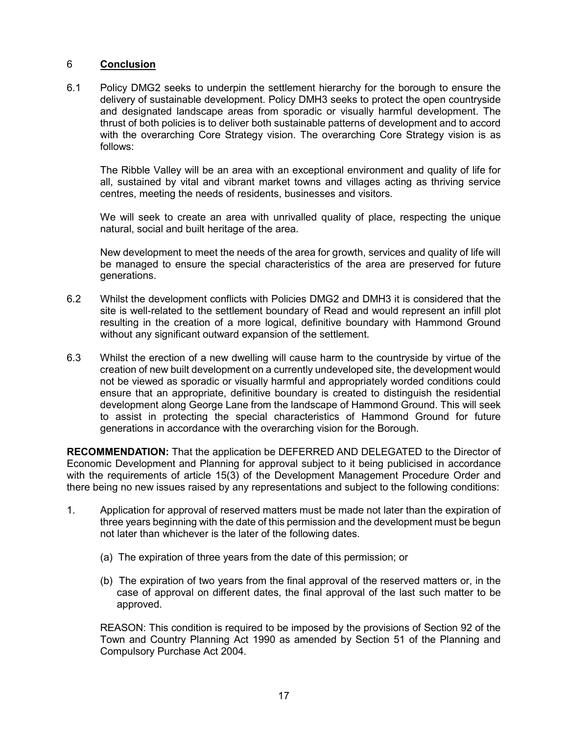## 6 **Conclusion**

6.1 Policy DMG2 seeks to underpin the settlement hierarchy for the borough to ensure the delivery of sustainable development. Policy DMH3 seeks to protect the open countryside and designated landscape areas from sporadic or visually harmful development. The thrust of both policies is to deliver both sustainable patterns of development and to accord with the overarching Core Strategy vision. The overarching Core Strategy vision is as follows:

The Ribble Valley will be an area with an exceptional environment and quality of life for all, sustained by vital and vibrant market towns and villages acting as thriving service centres, meeting the needs of residents, businesses and visitors.

We will seek to create an area with unrivalled quality of place, respecting the unique natural, social and built heritage of the area.

New development to meet the needs of the area for growth, services and quality of life will be managed to ensure the special characteristics of the area are preserved for future generations.

6.2 Whilst the development conflicts with Policies DMG2 and DMH3 it is considered that the site is well-related to the settlement boundary of Read and would represent an infill plot resulting in the creation of a more logical, definitive boundary with Hammond Ground without any significant outward expansion of the settlement.

6.3 Whilst the erection of a new dwelling will cause harm to the countryside by virtue of the creation of new built development on a currently undeveloped site, the development would not be viewed as sporadic or visually harmful and appropriately worded conditions could ensure that an appropriate, definitive boundary is created to distinguish the residential development along George Lane from the landscape of Hammond Ground. This will seek to assist in protecting the special characteristics of Hammond Ground for future generations in accordance with the overarching vision for the Borough.

**RECOMMENDATION:** That the application be DEFERRED AND DELEGATED to the Director of Economic Development and Planning for approval subject to it being publicised in accordance with the requirements of article 15(3) of the Development Management Procedure Order and there being no new issues raised by any representations and subject to the following conditions:

1. Application for approval of reserved matters must be made not later than the expiration of three years beginning with the date of this permission and the development must be begun not later than whichever is the later of the following dates.

   (a) The expiration of three years from the date of this permission; or

   (b) The expiration of two years from the final approval of the reserved matters or, in the case of approval on different dates, the final approval of the last such matter to be approved.

   REASON: This condition is required to be imposed by the provisions of Section 92 of the Town and Country Planning Act 1990 as amended by Section 51 of the Planning and Compulsory Purchase Act 2004.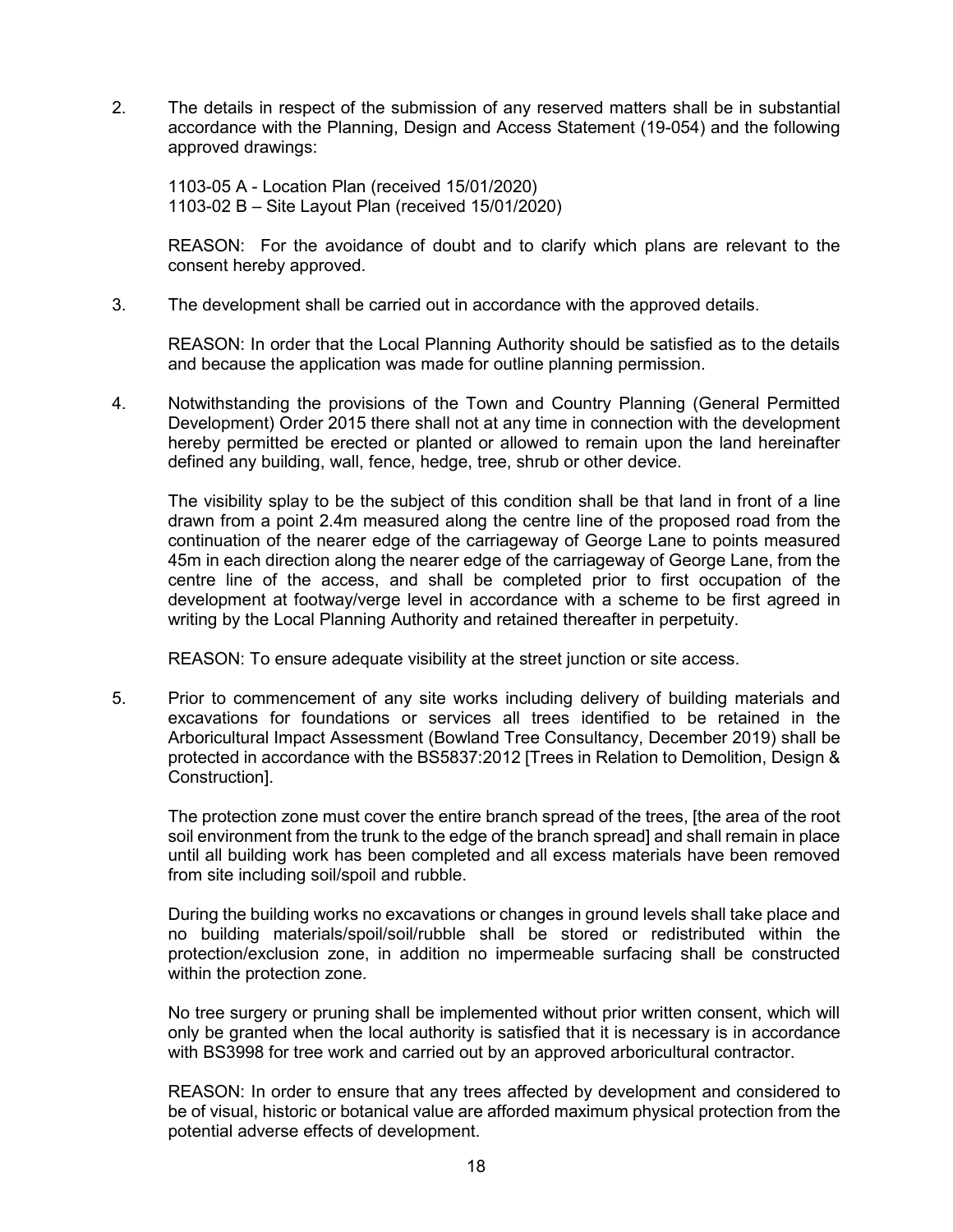2. The details in respect of the submission of any reserved matters shall be in substantial accordance with the Planning, Design and Access Statement (19-054) and the following approved drawings:

   1103-05 A - Location Plan (received 15/01/2020)
   1103-02 B – Site Layout Plan (received 15/01/2020)

   REASON: For the avoidance of doubt and to clarify which plans are relevant to the consent hereby approved.

3. The development shall be carried out in accordance with the approved details.

   REASON: In order that the Local Planning Authority should be satisfied as to the details and because the application was made for outline planning permission.

4. Notwithstanding the provisions of the Town and Country Planning (General Permitted Development) Order 2015 there shall not at any time in connection with the development hereby permitted be erected or planted or allowed to remain upon the land hereinafter defined any building, wall, fence, hedge, tree, shrub or other device.

   The visibility splay to be the subject of this condition shall be that land in front of a line drawn from a point 2.4m measured along the centre line of the proposed road from the continuation of the nearer edge of the carriageway of George Lane to points measured 45m in each direction along the nearer edge of the carriageway of George Lane, from the centre line of the access, and shall be completed prior to first occupation of the development at footway/verge level in accordance with a scheme to be first agreed in writing by the Local Planning Authority and retained thereafter in perpetuity.

   REASON: To ensure adequate visibility at the street junction or site access.

5. Prior to commencement of any site works including delivery of building materials and excavations for foundations or services all trees identified to be retained in the Arboricultural Impact Assessment (Bowland Tree Consultancy, December 2019) shall be protected in accordance with the BS5837:2012 [Trees in Relation to Demolition, Design & Construction].

   The protection zone must cover the entire branch spread of the trees, [the area of the root soil environment from the trunk to the edge of the branch spread] and shall remain in place until all building work has been completed and all excess materials have been removed from site including soil/spoil and rubble.

   During the building works no excavations or changes in ground levels shall take place and no building materials/spoil/soil/rubble shall be stored or redistributed within the protection/exclusion zone, in addition no impermeable surfacing shall be constructed within the protection zone.

   No tree surgery or pruning shall be implemented without prior written consent, which will only be granted when the local authority is satisfied that it is necessary is in accordance with BS3998 for tree work and carried out by an approved arboricultural contractor.

   REASON: In order to ensure that any trees affected by development and considered to be of visual, historic or botanical value are afforded maximum physical protection from the potential adverse effects of development.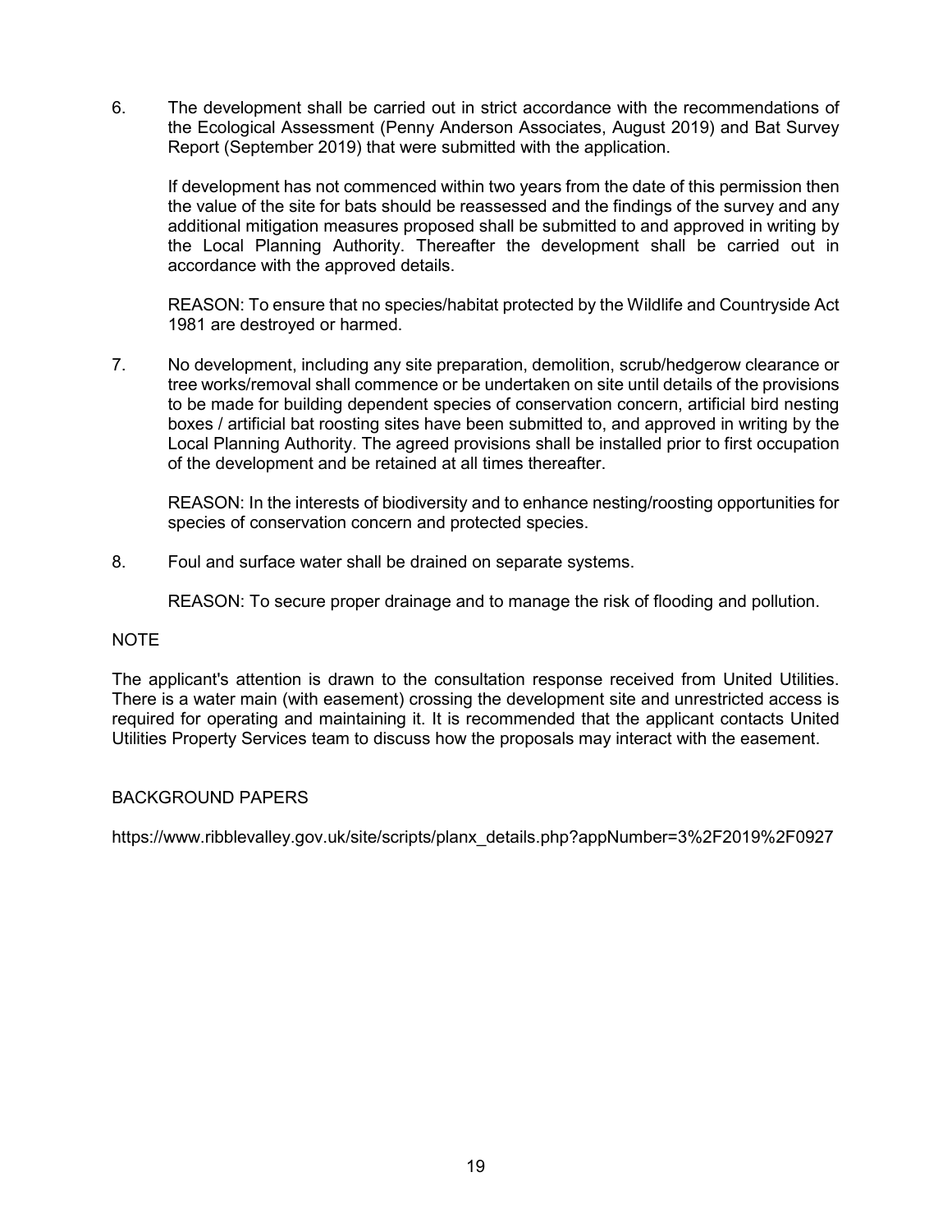6. The development shall be carried out in strict accordance with the recommendations of the Ecological Assessment (Penny Anderson Associates, August 2019) and Bat Survey Report (September 2019) that were submitted with the application.

   If development has not commenced within two years from the date of this permission then the value of the site for bats should be reassessed and the findings of the survey and any additional mitigation measures proposed shall be submitted to and approved in writing by the Local Planning Authority. Thereafter the development shall be carried out in accordance with the approved details.

   REASON: To ensure that no species/habitat protected by the Wildlife and Countryside Act 1981 are destroyed or harmed.

7. No development, including any site preparation, demolition, scrub/hedgerow clearance or tree works/removal shall commence or be undertaken on site until details of the provisions to be made for building dependent species of conservation concern, artificial bird nesting boxes / artificial bat roosting sites have been submitted to, and approved in writing by the Local Planning Authority. The agreed provisions shall be installed prior to first occupation of the development and be retained at all times thereafter.

   REASON: In the interests of biodiversity and to enhance nesting/roosting opportunities for species of conservation concern and protected species.

8. Foul and surface water shall be drained on separate systems.

   REASON: To secure proper drainage and to manage the risk of flooding and pollution.

NOTE

The applicant's attention is drawn to the consultation response received from United Utilities. There is a water main (with easement) crossing the development site and unrestricted access is required for operating and maintaining it. It is recommended that the applicant contacts United Utilities Property Services team to discuss how the proposals may interact with the easement.

BACKGROUND PAPERS

https://www.ribblevalley.gov.uk/site/scripts/planx_details.php?appNumber=3%2F2019%2F0927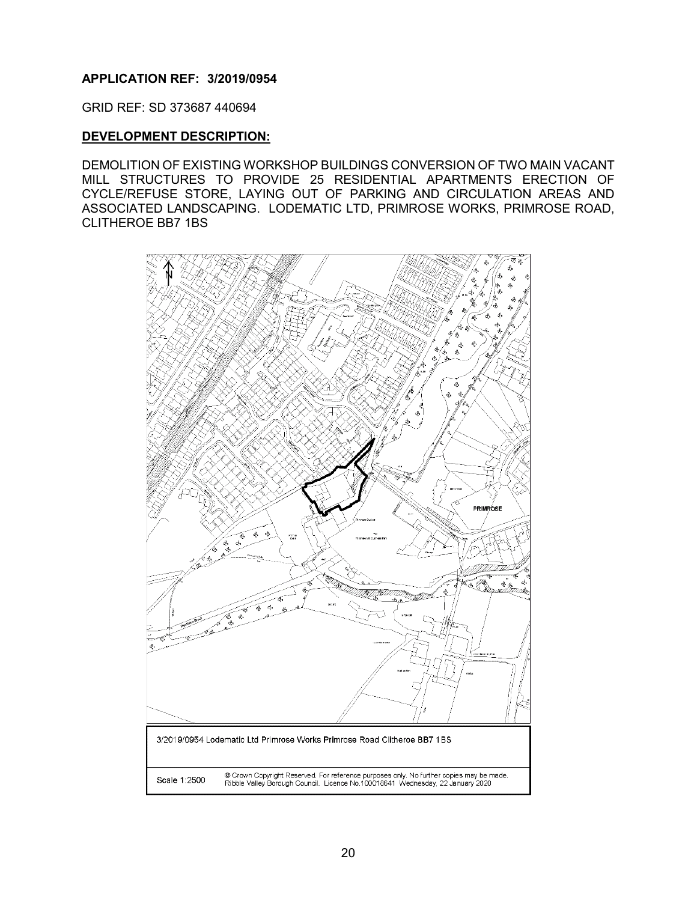**APPLICATION REF: 3/2019/0954**

GRID REF: SD 373687 440694

**DEVELOPMENT DESCRIPTION:**

DEMOLITION OF EXISTING WORKSHOP BUILDINGS CONVERSION OF TWO MAIN VACANT MILL STRUCTURES TO PROVIDE 25 RESIDENTIAL APARTMENTS ERECTION OF CYCLE/REFUSE STORE, LAYING OUT OF PARKING AND CIRCULATION AREAS AND ASSOCIATED LANDSCAPING. LODEMATIC LTD, PRIMROSE WORKS, PRIMROSE ROAD, CLITHEROE BB7 1BS

3/2019/0954 Lodematic Ltd Primrose Works Primrose Road Clitheroe BB7 1BS

Scale 1:2500

© Crown Copyright Reserved. For reference purposes only. No further copies may be made. Ribble Valley Borough Council. Licence No.100018641 Wednesday, 22 January 2020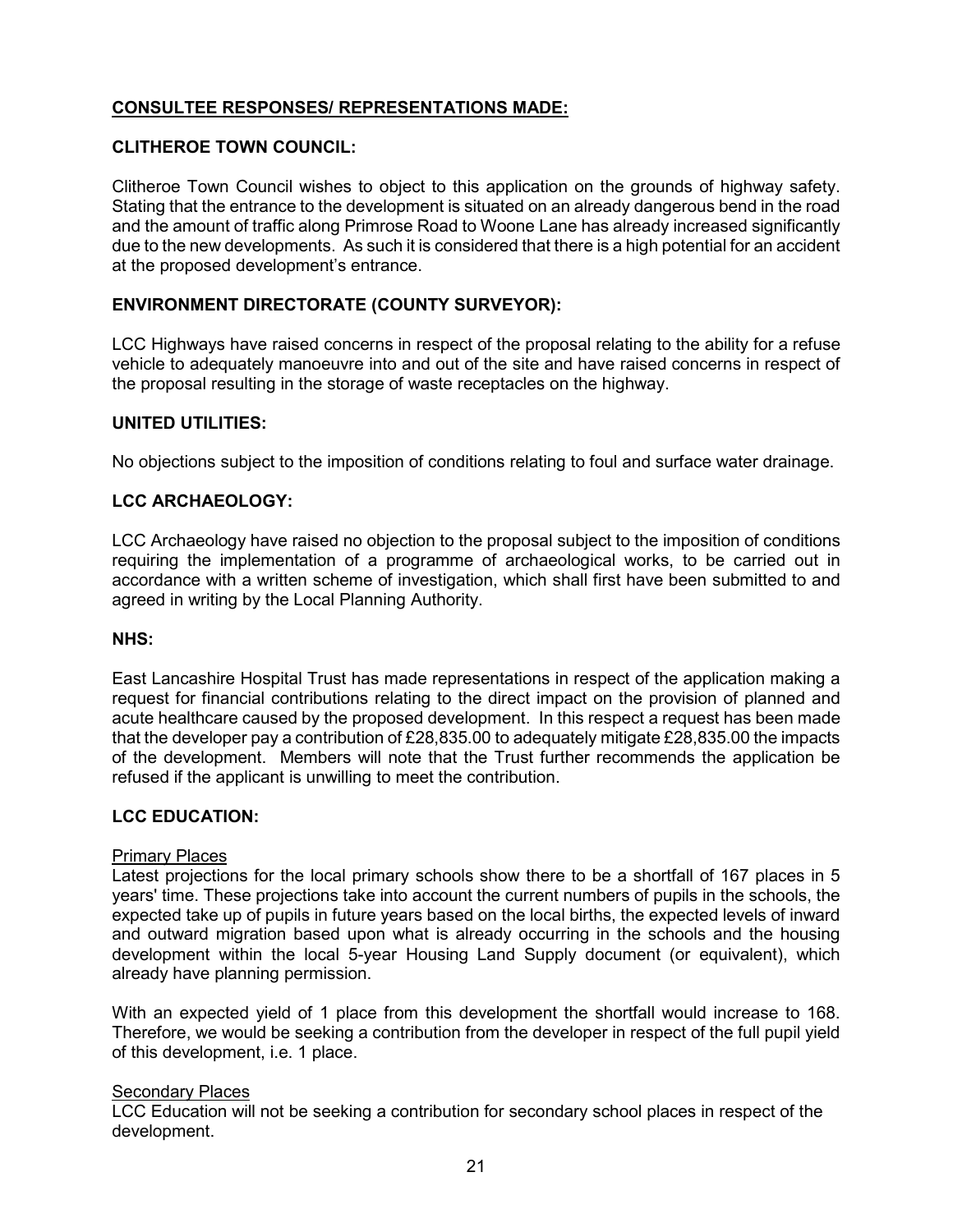## **CONSULTEE RESPONSES/ REPRESENTATIONS MADE:**

### **CLITHEROE TOWN COUNCIL:**

Clitheroe Town Council wishes to object to this application on the grounds of highway safety. Stating that the entrance to the development is situated on an already dangerous bend in the road and the amount of traffic along Primrose Road to Woone Lane has already increased significantly due to the new developments. As such it is considered that there is a high potential for an accident at the proposed development's entrance.

### **ENVIRONMENT DIRECTORATE (COUNTY SURVEYOR):**

LCC Highways have raised concerns in respect of the proposal relating to the ability for a refuse vehicle to adequately manoeuvre into and out of the site and have raised concerns in respect of the proposal resulting in the storage of waste receptacles on the highway.

### **UNITED UTILITIES:**

No objections subject to the imposition of conditions relating to foul and surface water drainage.

### **LCC ARCHAEOLOGY:**

LCC Archaeology have raised no objection to the proposal subject to the imposition of conditions requiring the implementation of a programme of archaeological works, to be carried out in accordance with a written scheme of investigation, which shall first have been submitted to and agreed in writing by the Local Planning Authority.

### **NHS:**

East Lancashire Hospital Trust has made representations in respect of the application making a request for financial contributions relating to the direct impact on the provision of planned and acute healthcare caused by the proposed development. In this respect a request has been made that the developer pay a contribution of £28,835.00 to adequately mitigate £28,835.00 the impacts of the development. Members will note that the Trust further recommends the application be refused if the applicant is unwilling to meet the contribution.

### **LCC EDUCATION:**

Primary Places

Latest projections for the local primary schools show there to be a shortfall of 167 places in 5 years' time. These projections take into account the current numbers of pupils in the schools, the expected take up of pupils in future years based on the local births, the expected levels of inward and outward migration based upon what is already occurring in the schools and the housing development within the local 5-year Housing Land Supply document (or equivalent), which already have planning permission.

With an expected yield of 1 place from this development the shortfall would increase to 168. Therefore, we would be seeking a contribution from the developer in respect of the full pupil yield of this development, i.e. 1 place.

Secondary Places

LCC Education will not be seeking a contribution for secondary school places in respect of the development.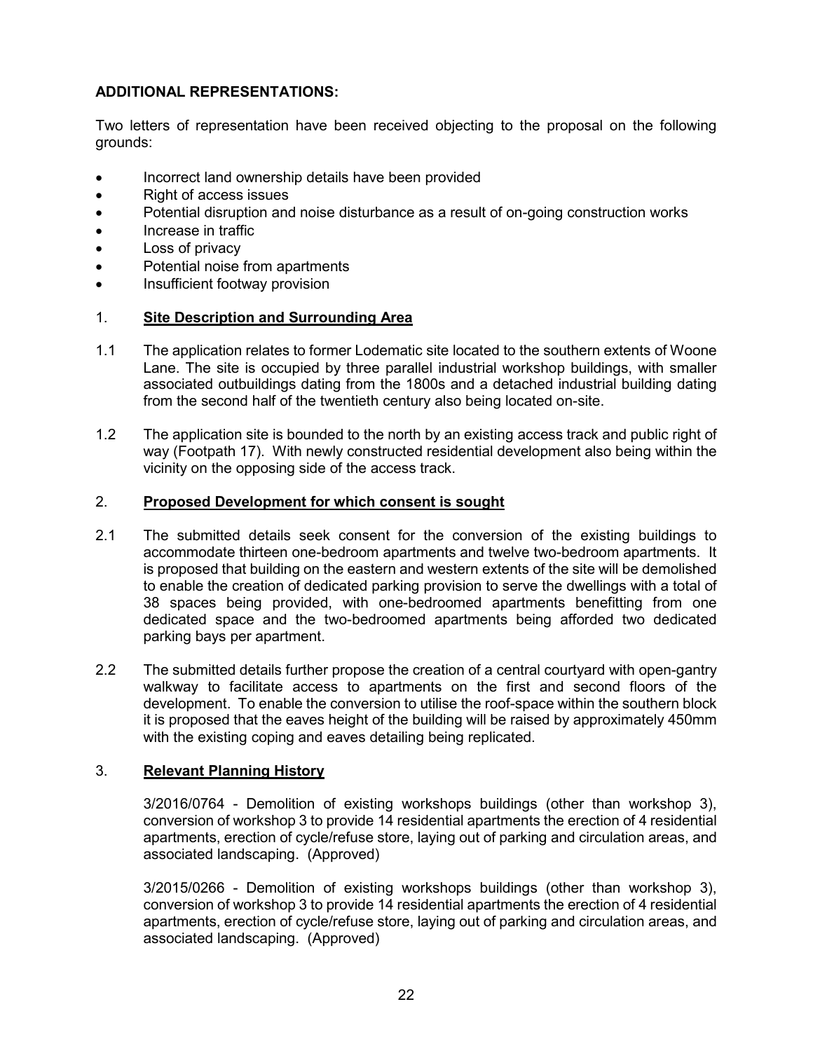**ADDITIONAL REPRESENTATIONS:**

Two letters of representation have been received objecting to the proposal on the following grounds:

- Incorrect land ownership details have been provided
- Right of access issues
- Potential disruption and noise disturbance as a result of on-going construction works
- Increase in traffic
- Loss of privacy
- Potential noise from apartments
- Insufficient footway provision

## 1. Site Description and Surrounding Area

1.1 The application relates to former Lodematic site located to the southern extents of Woone Lane. The site is occupied by three parallel industrial workshop buildings, with smaller associated outbuildings dating from the 1800s and a detached industrial building dating from the second half of the twentieth century also being located on-site.

1.2 The application site is bounded to the north by an existing access track and public right of way (Footpath 17). With newly constructed residential development also being within the vicinity on the opposing side of the access track.

## 2. Proposed Development for which consent is sought

2.1 The submitted details seek consent for the conversion of the existing buildings to accommodate thirteen one-bedroom apartments and twelve two-bedroom apartments. It is proposed that building on the eastern and western extents of the site will be demolished to enable the creation of dedicated parking provision to serve the dwellings with a total of 38 spaces being provided, with one-bedroomed apartments benefitting from one dedicated space and the two-bedroomed apartments being afforded two dedicated parking bays per apartment.

2.2 The submitted details further propose the creation of a central courtyard with open-gantry walkway to facilitate access to apartments on the first and second floors of the development. To enable the conversion to utilise the roof-space within the southern block it is proposed that the eaves height of the building will be raised by approximately 450mm with the existing coping and eaves detailing being replicated.

## 3. Relevant Planning History

3/2016/0764 - Demolition of existing workshops buildings (other than workshop 3), conversion of workshop 3 to provide 14 residential apartments the erection of 4 residential apartments, erection of cycle/refuse store, laying out of parking and circulation areas, and associated landscaping. (Approved)

3/2015/0266 - Demolition of existing workshops buildings (other than workshop 3), conversion of workshop 3 to provide 14 residential apartments the erection of 4 residential apartments, erection of cycle/refuse store, laying out of parking and circulation areas, and associated landscaping. (Approved)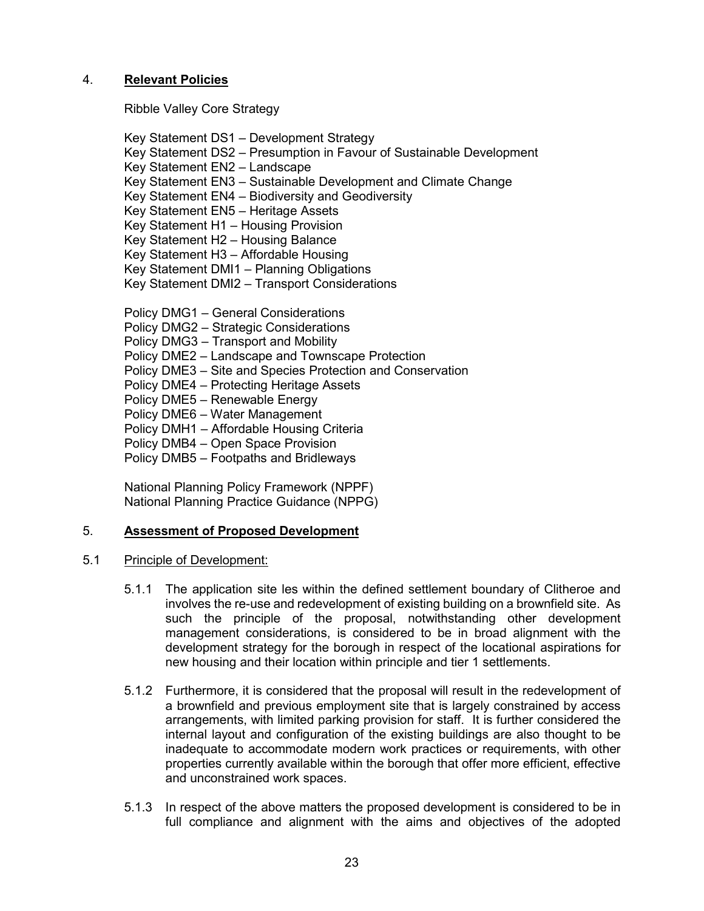## 4. **Relevant Policies**

Ribble Valley Core Strategy

Key Statement DS1 – Development Strategy
Key Statement DS2 – Presumption in Favour of Sustainable Development
Key Statement EN2 – Landscape
Key Statement EN3 – Sustainable Development and Climate Change
Key Statement EN4 – Biodiversity and Geodiversity
Key Statement EN5 – Heritage Assets
Key Statement H1 – Housing Provision
Key Statement H2 – Housing Balance
Key Statement H3 – Affordable Housing
Key Statement DMI1 – Planning Obligations
Key Statement DMI2 – Transport Considerations

Policy DMG1 – General Considerations
Policy DMG2 – Strategic Considerations
Policy DMG3 – Transport and Mobility
Policy DME2 – Landscape and Townscape Protection
Policy DME3 – Site and Species Protection and Conservation
Policy DME4 – Protecting Heritage Assets
Policy DME5 – Renewable Energy
Policy DME6 – Water Management
Policy DMH1 – Affordable Housing Criteria
Policy DMB4 – Open Space Provision
Policy DMB5 – Footpaths and Bridleways

National Planning Policy Framework (NPPF)
National Planning Practice Guidance (NPPG)

## 5. **Assessment of Proposed Development**

### 5.1 Principle of Development:

5.1.1 The application site les within the defined settlement boundary of Clitheroe and involves the re-use and redevelopment of existing building on a brownfield site. As such the principle of the proposal, notwithstanding other development management considerations, is considered to be in broad alignment with the development strategy for the borough in respect of the locational aspirations for new housing and their location within principle and tier 1 settlements.

5.1.2 Furthermore, it is considered that the proposal will result in the redevelopment of a brownfield and previous employment site that is largely constrained by access arrangements, with limited parking provision for staff. It is further considered the internal layout and configuration of the existing buildings are also thought to be inadequate to accommodate modern work practices or requirements, with other properties currently available within the borough that offer more efficient, effective and unconstrained work spaces.

5.1.3 In respect of the above matters the proposed development is considered to be in full compliance and alignment with the aims and objectives of the adopted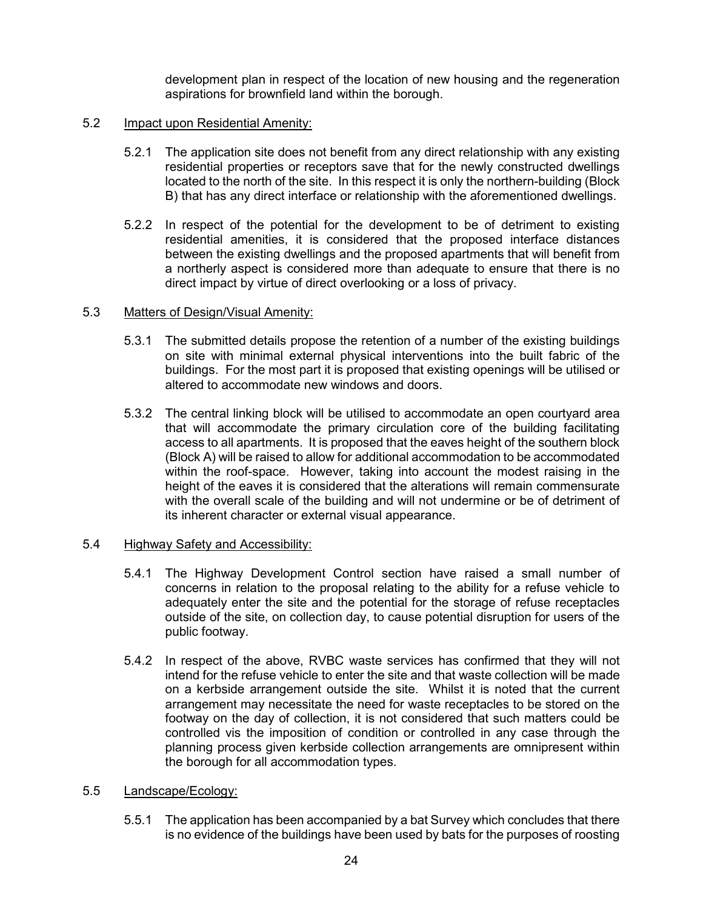development plan in respect of the location of new housing and the regeneration aspirations for brownfield land within the borough.

5.2 Impact upon Residential Amenity:

5.2.1 The application site does not benefit from any direct relationship with any existing residential properties or receptors save that for the newly constructed dwellings located to the north of the site. In this respect it is only the northern-building (Block B) that has any direct interface or relationship with the aforementioned dwellings.

5.2.2 In respect of the potential for the development to be of detriment to existing residential amenities, it is considered that the proposed interface distances between the existing dwellings and the proposed apartments that will benefit from a northerly aspect is considered more than adequate to ensure that there is no direct impact by virtue of direct overlooking or a loss of privacy.

5.3 Matters of Design/Visual Amenity:

5.3.1 The submitted details propose the retention of a number of the existing buildings on site with minimal external physical interventions into the built fabric of the buildings. For the most part it is proposed that existing openings will be utilised or altered to accommodate new windows and doors.

5.3.2 The central linking block will be utilised to accommodate an open courtyard area that will accommodate the primary circulation core of the building facilitating access to all apartments. It is proposed that the eaves height of the southern block (Block A) will be raised to allow for additional accommodation to be accommodated within the roof-space. However, taking into account the modest raising in the height of the eaves it is considered that the alterations will remain commensurate with the overall scale of the building and will not undermine or be of detriment of its inherent character or external visual appearance.

5.4 Highway Safety and Accessibility:

5.4.1 The Highway Development Control section have raised a small number of concerns in relation to the proposal relating to the ability for a refuse vehicle to adequately enter the site and the potential for the storage of refuse receptacles outside of the site, on collection day, to cause potential disruption for users of the public footway.

5.4.2 In respect of the above, RVBC waste services has confirmed that they will not intend for the refuse vehicle to enter the site and that waste collection will be made on a kerbside arrangement outside the site. Whilst it is noted that the current arrangement may necessitate the need for waste receptacles to be stored on the footway on the day of collection, it is not considered that such matters could be controlled vis the imposition of condition or controlled in any case through the planning process given kerbside collection arrangements are omnipresent within the borough for all accommodation types.

5.5 Landscape/Ecology:

5.5.1 The application has been accompanied by a bat Survey which concludes that there is no evidence of the buildings have been used by bats for the purposes of roosting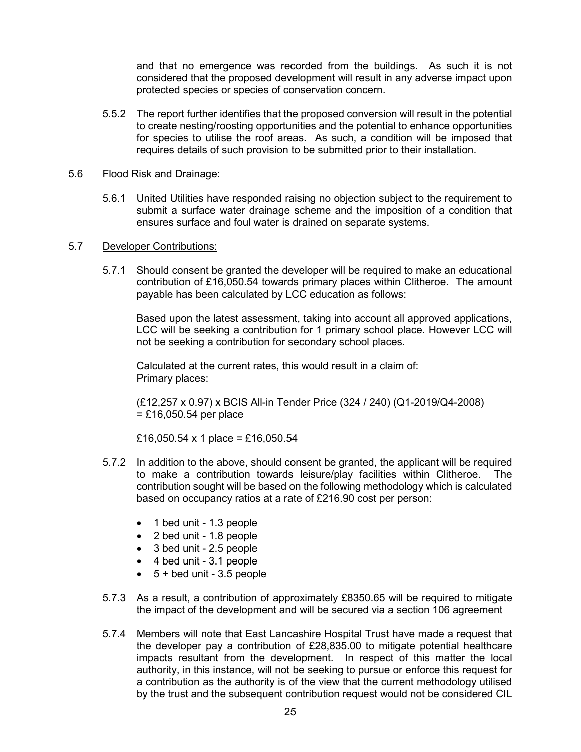and that no emergence was recorded from the buildings. As such it is not considered that the proposed development will result in any adverse impact upon protected species or species of conservation concern.

5.5.2 The report further identifies that the proposed conversion will result in the potential to create nesting/roosting opportunities and the potential to enhance opportunities for species to utilise the roof areas. As such, a condition will be imposed that requires details of such provision to be submitted prior to their installation.

5.6 Flood Risk and Drainage:

5.6.1 United Utilities have responded raising no objection subject to the requirement to submit a surface water drainage scheme and the imposition of a condition that ensures surface and foul water is drained on separate systems.

5.7 Developer Contributions:

5.7.1 Should consent be granted the developer will be required to make an educational contribution of £16,050.54 towards primary places within Clitheroe. The amount payable has been calculated by LCC education as follows:

Based upon the latest assessment, taking into account all approved applications, LCC will be seeking a contribution for 1 primary school place. However LCC will not be seeking a contribution for secondary school places.

Calculated at the current rates, this would result in a claim of:
Primary places:

(£12,257 x 0.97) x BCIS All-in Tender Price (324 / 240) (Q1-2019/Q4-2008)
= £16,050.54 per place

£16,050.54 x 1 place = £16,050.54

5.7.2 In addition to the above, should consent be granted, the applicant will be required to make a contribution towards leisure/play facilities within Clitheroe. The contribution sought will be based on the following methodology which is calculated based on occupancy ratios at a rate of £216.90 cost per person:

- 1 bed unit - 1.3 people
- 2 bed unit - 1.8 people
- 3 bed unit - 2.5 people
- 4 bed unit - 3.1 people
- 5 + bed unit - 3.5 people

5.7.3 As a result, a contribution of approximately £8350.65 will be required to mitigate the impact of the development and will be secured via a section 106 agreement

5.7.4 Members will note that East Lancashire Hospital Trust have made a request that the developer pay a contribution of £28,835.00 to mitigate potential healthcare impacts resultant from the development. In respect of this matter the local authority, in this instance, will not be seeking to pursue or enforce this request for a contribution as the authority is of the view that the current methodology utilised by the trust and the subsequent contribution request would not be considered CIL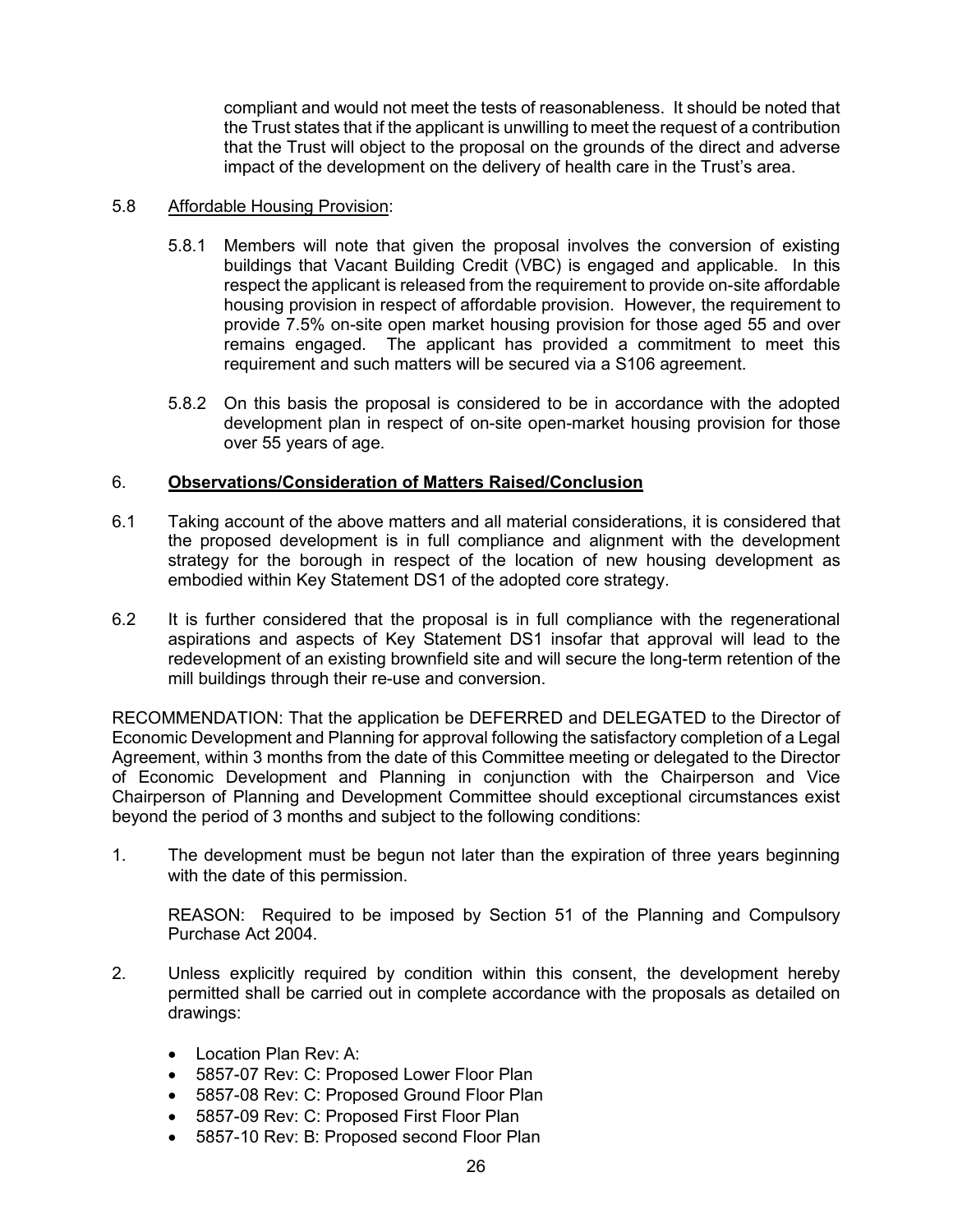compliant and would not meet the tests of reasonableness. It should be noted that the Trust states that if the applicant is unwilling to meet the request of a contribution that the Trust will object to the proposal on the grounds of the direct and adverse impact of the development on the delivery of health care in the Trust's area.

5.8 Affordable Housing Provision:

5.8.1 Members will note that given the proposal involves the conversion of existing buildings that Vacant Building Credit (VBC) is engaged and applicable. In this respect the applicant is released from the requirement to provide on-site affordable housing provision in respect of affordable provision. However, the requirement to provide 7.5% on-site open market housing provision for those aged 55 and over remains engaged. The applicant has provided a commitment to meet this requirement and such matters will be secured via a S106 agreement.

5.8.2 On this basis the proposal is considered to be in accordance with the adopted development plan in respect of on-site open-market housing provision for those over 55 years of age.

## 6. Observations/Consideration of Matters Raised/Conclusion

6.1 Taking account of the above matters and all material considerations, it is considered that the proposed development is in full compliance and alignment with the development strategy for the borough in respect of the location of new housing development as embodied within Key Statement DS1 of the adopted core strategy.

6.2 It is further considered that the proposal is in full compliance with the regenerational aspirations and aspects of Key Statement DS1 insofar that approval will lead to the redevelopment of an existing brownfield site and will secure the long-term retention of the mill buildings through their re-use and conversion.

RECOMMENDATION: That the application be DEFERRED and DELEGATED to the Director of Economic Development and Planning for approval following the satisfactory completion of a Legal Agreement, within 3 months from the date of this Committee meeting or delegated to the Director of Economic Development and Planning in conjunction with the Chairperson and Vice Chairperson of Planning and Development Committee should exceptional circumstances exist beyond the period of 3 months and subject to the following conditions:

1. The development must be begun not later than the expiration of three years beginning with the date of this permission.

   REASON: Required to be imposed by Section 51 of the Planning and Compulsory Purchase Act 2004.

2. Unless explicitly required by condition within this consent, the development hereby permitted shall be carried out in complete accordance with the proposals as detailed on drawings:

   - Location Plan Rev: A:
   - 5857-07 Rev: C: Proposed Lower Floor Plan
   - 5857-08 Rev: C: Proposed Ground Floor Plan
   - 5857-09 Rev: C: Proposed First Floor Plan
   - 5857-10 Rev: B: Proposed second Floor Plan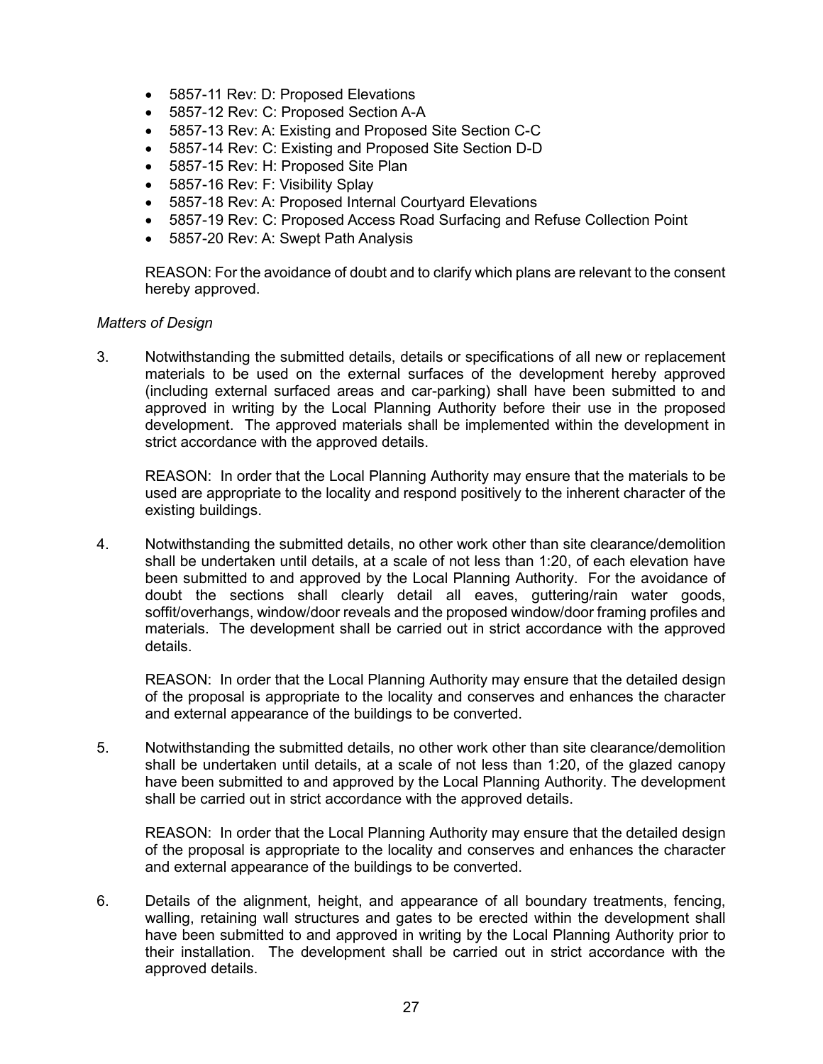- 5857-11 Rev: D: Proposed Elevations
- 5857-12 Rev: C: Proposed Section A-A
- 5857-13 Rev: A: Existing and Proposed Site Section C-C
- 5857-14 Rev: C: Existing and Proposed Site Section D-D
- 5857-15 Rev: H: Proposed Site Plan
- 5857-16 Rev: F: Visibility Splay
- 5857-18 Rev: A: Proposed Internal Courtyard Elevations
- 5857-19 Rev: C: Proposed Access Road Surfacing and Refuse Collection Point
- 5857-20 Rev: A: Swept Path Analysis

REASON: For the avoidance of doubt and to clarify which plans are relevant to the consent hereby approved.

*Matters of Design*

3. Notwithstanding the submitted details, details or specifications of all new or replacement materials to be used on the external surfaces of the development hereby approved (including external surfaced areas and car-parking) shall have been submitted to and approved in writing by the Local Planning Authority before their use in the proposed development. The approved materials shall be implemented within the development in strict accordance with the approved details.

   REASON: In order that the Local Planning Authority may ensure that the materials to be used are appropriate to the locality and respond positively to the inherent character of the existing buildings.

4. Notwithstanding the submitted details, no other work other than site clearance/demolition shall be undertaken until details, at a scale of not less than 1:20, of each elevation have been submitted to and approved by the Local Planning Authority. For the avoidance of doubt the sections shall clearly detail all eaves, guttering/rain water goods, soffit/overhangs, window/door reveals and the proposed window/door framing profiles and materials. The development shall be carried out in strict accordance with the approved details.

   REASON: In order that the Local Planning Authority may ensure that the detailed design of the proposal is appropriate to the locality and conserves and enhances the character and external appearance of the buildings to be converted.

5. Notwithstanding the submitted details, no other work other than site clearance/demolition shall be undertaken until details, at a scale of not less than 1:20, of the glazed canopy have been submitted to and approved by the Local Planning Authority. The development shall be carried out in strict accordance with the approved details.

   REASON: In order that the Local Planning Authority may ensure that the detailed design of the proposal is appropriate to the locality and conserves and enhances the character and external appearance of the buildings to be converted.

6. Details of the alignment, height, and appearance of all boundary treatments, fencing, walling, retaining wall structures and gates to be erected within the development shall have been submitted to and approved in writing by the Local Planning Authority prior to their installation. The development shall be carried out in strict accordance with the approved details.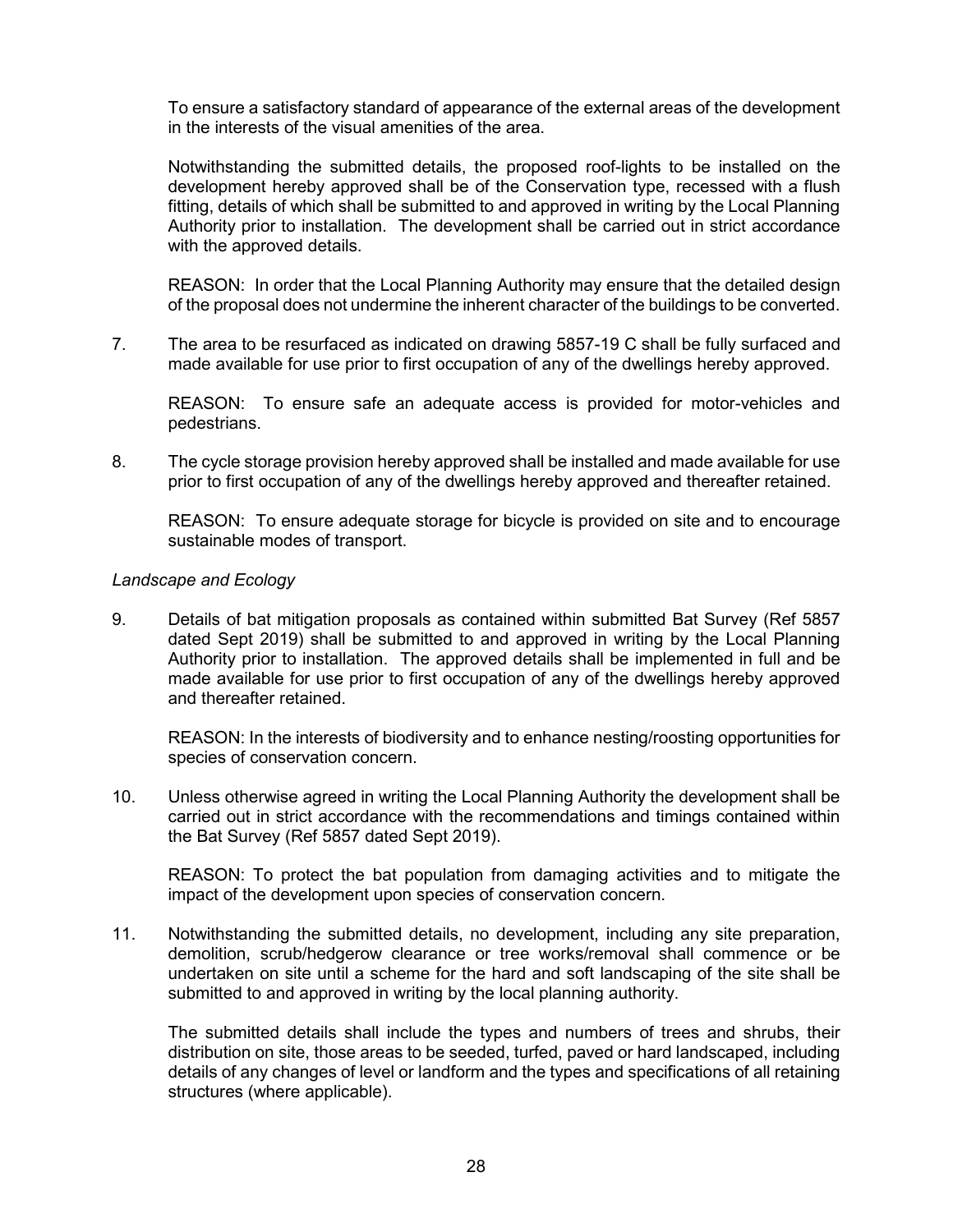To ensure a satisfactory standard of appearance of the external areas of the development in the interests of the visual amenities of the area.

Notwithstanding the submitted details, the proposed roof-lights to be installed on the development hereby approved shall be of the Conservation type, recessed with a flush fitting, details of which shall be submitted to and approved in writing by the Local Planning Authority prior to installation. The development shall be carried out in strict accordance with the approved details.

REASON: In order that the Local Planning Authority may ensure that the detailed design of the proposal does not undermine the inherent character of the buildings to be converted.

7. The area to be resurfaced as indicated on drawing 5857-19 C shall be fully surfaced and made available for use prior to first occupation of any of the dwellings hereby approved.

   REASON: To ensure safe an adequate access is provided for motor-vehicles and pedestrians.

8. The cycle storage provision hereby approved shall be installed and made available for use prior to first occupation of any of the dwellings hereby approved and thereafter retained.

   REASON: To ensure adequate storage for bicycle is provided on site and to encourage sustainable modes of transport.

*Landscape and Ecology*

9. Details of bat mitigation proposals as contained within submitted Bat Survey (Ref 5857 dated Sept 2019) shall be submitted to and approved in writing by the Local Planning Authority prior to installation. The approved details shall be implemented in full and be made available for use prior to first occupation of any of the dwellings hereby approved and thereafter retained.

   REASON: In the interests of biodiversity and to enhance nesting/roosting opportunities for species of conservation concern.

10. Unless otherwise agreed in writing the Local Planning Authority the development shall be carried out in strict accordance with the recommendations and timings contained within the Bat Survey (Ref 5857 dated Sept 2019).

    REASON: To protect the bat population from damaging activities and to mitigate the impact of the development upon species of conservation concern.

11. Notwithstanding the submitted details, no development, including any site preparation, demolition, scrub/hedgerow clearance or tree works/removal shall commence or be undertaken on site until a scheme for the hard and soft landscaping of the site shall be submitted to and approved in writing by the local planning authority.

    The submitted details shall include the types and numbers of trees and shrubs, their distribution on site, those areas to be seeded, turfed, paved or hard landscaped, including details of any changes of level or landform and the types and specifications of all retaining structures (where applicable).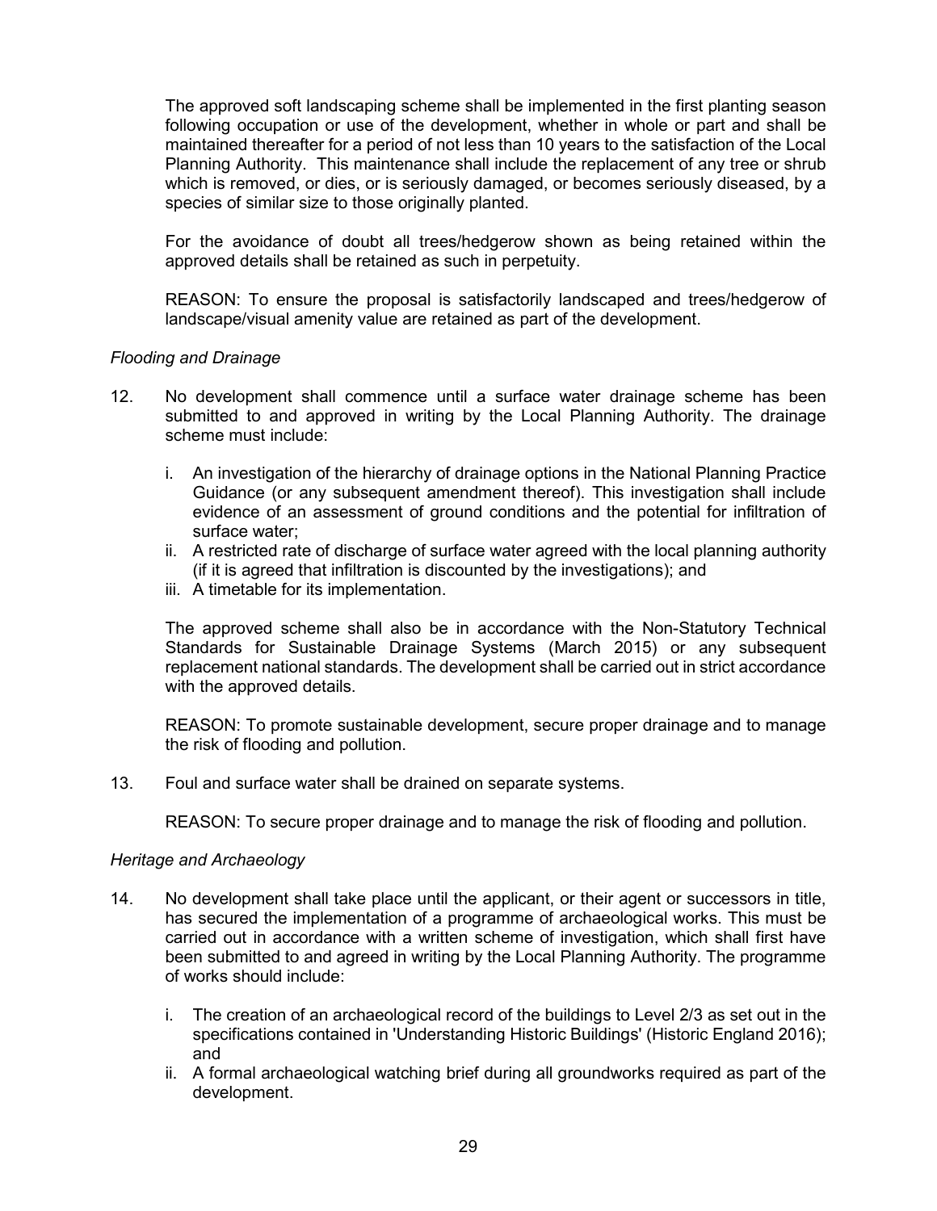The approved soft landscaping scheme shall be implemented in the first planting season following occupation or use of the development, whether in whole or part and shall be maintained thereafter for a period of not less than 10 years to the satisfaction of the Local Planning Authority. This maintenance shall include the replacement of any tree or shrub which is removed, or dies, or is seriously damaged, or becomes seriously diseased, by a species of similar size to those originally planted.

For the avoidance of doubt all trees/hedgerow shown as being retained within the approved details shall be retained as such in perpetuity.

REASON: To ensure the proposal is satisfactorily landscaped and trees/hedgerow of landscape/visual amenity value are retained as part of the development.

*Flooding and Drainage*

12. No development shall commence until a surface water drainage scheme has been submitted to and approved in writing by the Local Planning Authority. The drainage scheme must include:

    i. An investigation of the hierarchy of drainage options in the National Planning Practice Guidance (or any subsequent amendment thereof). This investigation shall include evidence of an assessment of ground conditions and the potential for infiltration of surface water;
    ii. A restricted rate of discharge of surface water agreed with the local planning authority (if it is agreed that infiltration is discounted by the investigations); and
    iii. A timetable for its implementation.

    The approved scheme shall also be in accordance with the Non-Statutory Technical Standards for Sustainable Drainage Systems (March 2015) or any subsequent replacement national standards. The development shall be carried out in strict accordance with the approved details.

    REASON: To promote sustainable development, secure proper drainage and to manage the risk of flooding and pollution.

13. Foul and surface water shall be drained on separate systems.

    REASON: To secure proper drainage and to manage the risk of flooding and pollution.

*Heritage and Archaeology*

14. No development shall take place until the applicant, or their agent or successors in title, has secured the implementation of a programme of archaeological works. This must be carried out in accordance with a written scheme of investigation, which shall first have been submitted to and agreed in writing by the Local Planning Authority. The programme of works should include:

    i. The creation of an archaeological record of the buildings to Level 2/3 as set out in the specifications contained in 'Understanding Historic Buildings' (Historic England 2016); and
    ii. A formal archaeological watching brief during all groundworks required as part of the development.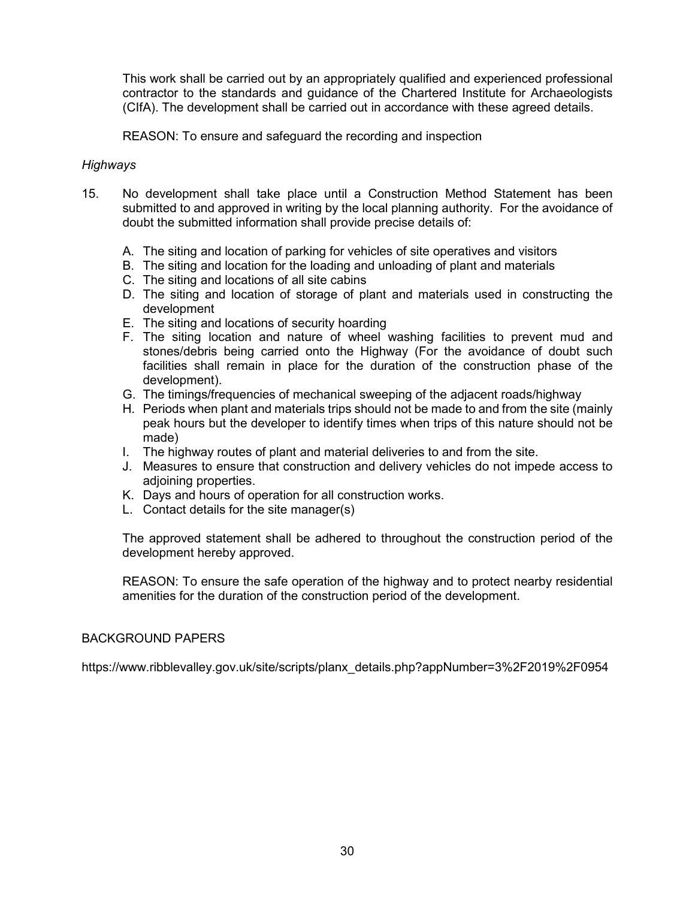This work shall be carried out by an appropriately qualified and experienced professional contractor to the standards and guidance of the Chartered Institute for Archaeologists (CIfA). The development shall be carried out in accordance with these agreed details.

REASON: To ensure and safeguard the recording and inspection

*Highways*

15. No development shall take place until a Construction Method Statement has been submitted to and approved in writing by the local planning authority. For the avoidance of doubt the submitted information shall provide precise details of:

    A. The siting and location of parking for vehicles of site operatives and visitors
    B. The siting and location for the loading and unloading of plant and materials
    C. The siting and locations of all site cabins
    D. The siting and location of storage of plant and materials used in constructing the development
    E. The siting and locations of security hoarding
    F. The siting location and nature of wheel washing facilities to prevent mud and stones/debris being carried onto the Highway (For the avoidance of doubt such facilities shall remain in place for the duration of the construction phase of the development).
    G. The timings/frequencies of mechanical sweeping of the adjacent roads/highway
    H. Periods when plant and materials trips should not be made to and from the site (mainly peak hours but the developer to identify times when trips of this nature should not be made)
    I. The highway routes of plant and material deliveries to and from the site.
    J. Measures to ensure that construction and delivery vehicles do not impede access to adjoining properties.
    K. Days and hours of operation for all construction works.
    L. Contact details for the site manager(s)

    The approved statement shall be adhered to throughout the construction period of the development hereby approved.

    REASON: To ensure the safe operation of the highway and to protect nearby residential amenities for the duration of the construction period of the development.

BACKGROUND PAPERS

https://www.ribblevalley.gov.uk/site/scripts/planx_details.php?appNumber=3%2F2019%2F0954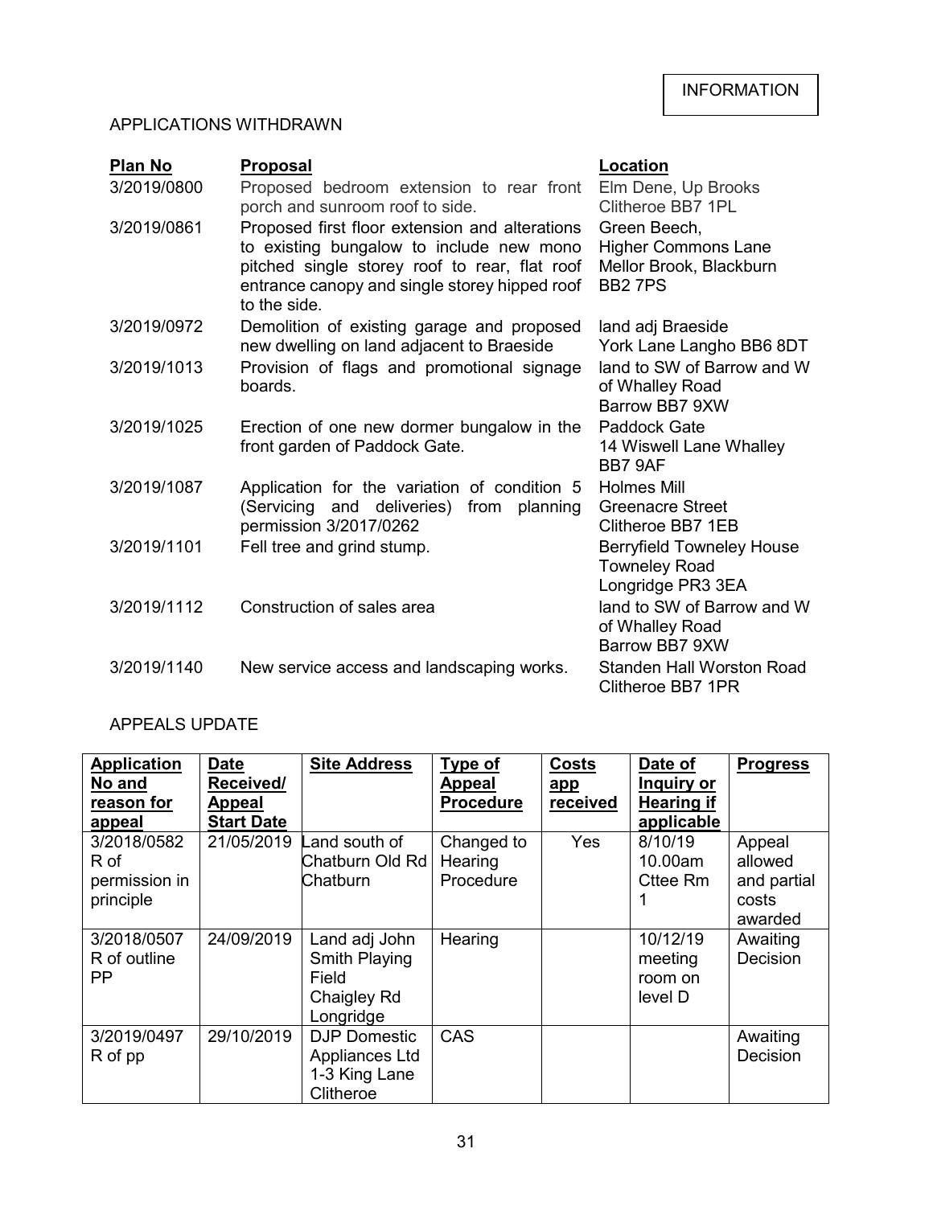INFORMATION

## APPLICATIONS WITHDRAWN

| Plan No | Proposal | Location |
|---|---|---|
| 3/2019/0800 | Proposed bedroom extension to rear front porch and sunroom roof to side. | Elm Dene, Up Brooks Clitheroe BB7 1PL |
| 3/2019/0861 | Proposed first floor extension and alterations to existing bungalow to include new mono pitched single storey roof to rear, flat roof entrance canopy and single storey hipped roof to the side. | Green Beech, Higher Commons Lane Mellor Brook, Blackburn BB2 7PS |
| 3/2019/0972 | Demolition of existing garage and proposed new dwelling on land adjacent to Braeside | land adj Braeside York Lane Langho BB6 8DT |
| 3/2019/1013 | Provision of flags and promotional signage boards. | land to SW of Barrow and W of Whalley Road Barrow BB7 9XW |
| 3/2019/1025 | Erection of one new dormer bungalow in the front garden of Paddock Gate. | Paddock Gate 14 Wiswell Lane Whalley BB7 9AF |
| 3/2019/1087 | Application for the variation of condition 5 (Servicing and deliveries) from planning permission 3/2017/0262 | Holmes Mill Greenacre Street Clitheroe BB7 1EB |
| 3/2019/1101 | Fell tree and grind stump. | Berryfield Towneley House Towneley Road Longridge PR3 3EA |
| 3/2019/1112 | Construction of sales area | land to SW of Barrow and W of Whalley Road Barrow BB7 9XW |
| 3/2019/1140 | New service access and landscaping works. | Standen Hall Worston Road Clitheroe BB7 1PR |

## APPEALS UPDATE

| Application No and reason for appeal | Date Received/ Appeal Start Date | Site Address | Type of Appeal Procedure | Costs app received | Date of Inquiry or Hearing if applicable | Progress |
|---|---|---|---|---|---|---|
| 3/2018/0582 R of permission in principle | 21/05/2019 | Land south of Chatburn Old Rd Chatburn | Changed to Hearing Procedure | Yes | 8/10/19 10.00am Cttee Rm 1 | Appeal allowed and partial costs awarded |
| 3/2018/0507 R of outline PP | 24/09/2019 | Land adj John Smith Playing Field Chaigley Rd Longridge | Hearing | | 10/12/19 meeting room on level D | Awaiting Decision |
| 3/2019/0497 R of pp | 29/10/2019 | DJP Domestic Appliances Ltd 1-3 King Lane Clitheroe | CAS | | | Awaiting Decision |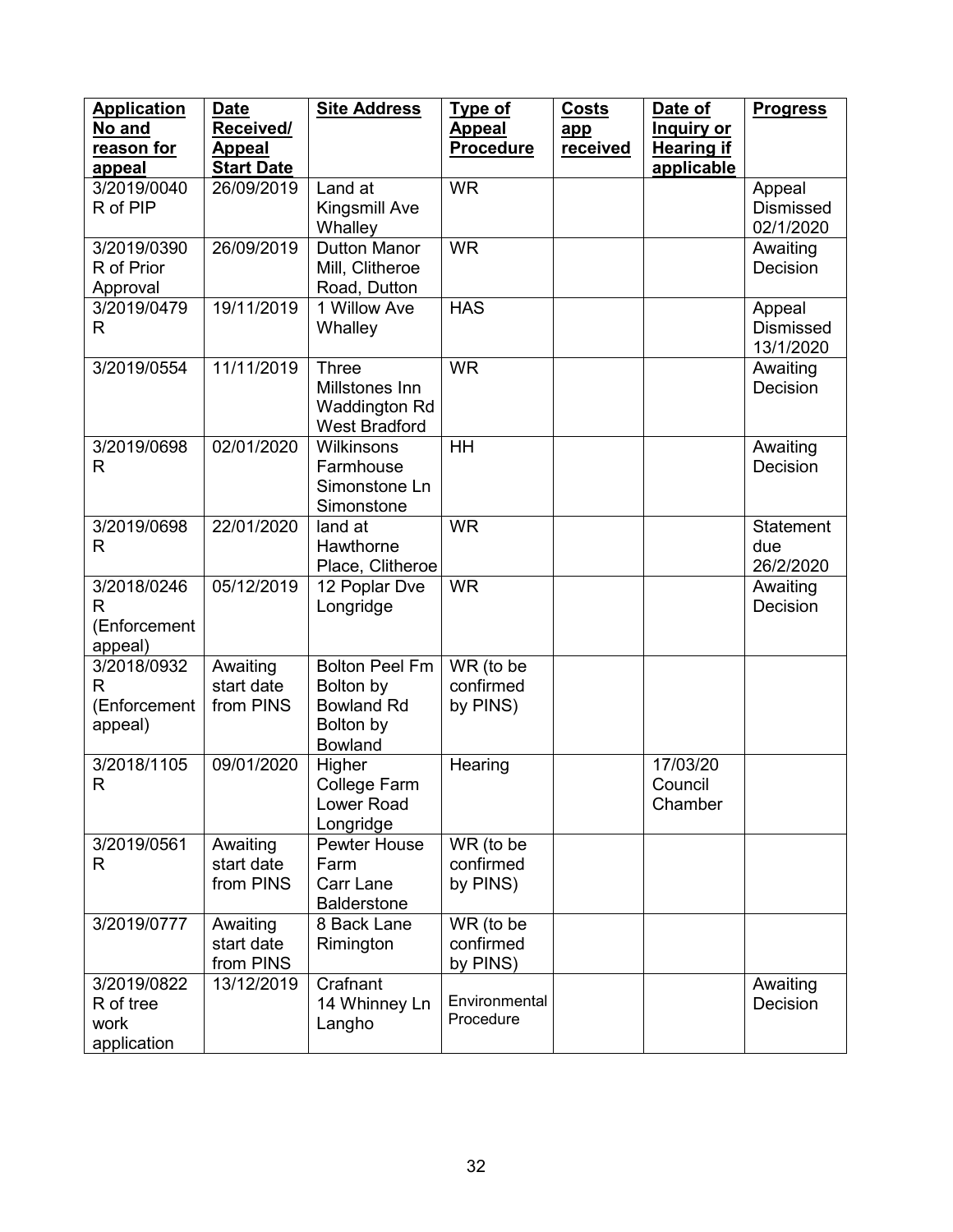| Application No and reason for appeal | Date Received/ Appeal Start Date | Site Address | Type of Appeal Procedure | Costs app received | Date of Inquiry or Hearing if applicable | Progress |
|---|---|---|---|---|---|---|
| 3/2019/0040 R of PIP | 26/09/2019 | Land at Kingsmill Ave Whalley | WR | | | Appeal Dismissed 02/1/2020 |
| 3/2019/0390 R of Prior Approval | 26/09/2019 | Dutton Manor Mill, Clitheroe Road, Dutton | WR | | | Awaiting Decision |
| 3/2019/0479 R | 19/11/2019 | 1 Willow Ave Whalley | HAS | | | Appeal Dismissed 13/1/2020 |
| 3/2019/0554 | 11/11/2019 | Three Millstones Inn Waddington Rd West Bradford | WR | | | Awaiting Decision |
| 3/2019/0698 R | 02/01/2020 | Wilkinsons Farmhouse Simonstone Ln Simonstone | HH | | | Awaiting Decision |
| 3/2019/0698 R | 22/01/2020 | land at Hawthorne Place, Clitheroe | WR | | | Statement due 26/2/2020 |
| 3/2018/0246 R (Enforcement appeal) | 05/12/2019 | 12 Poplar Dve Longridge | WR | | | Awaiting Decision |
| 3/2018/0932 R (Enforcement appeal) | Awaiting start date from PINS | Bolton Peel Fm Bolton by Bowland Rd Bolton by Bowland | WR (to be confirmed by PINS) | | | |
| 3/2018/1105 R | 09/01/2020 | Higher College Farm Lower Road Longridge | Hearing | | 17/03/20 Council Chamber | |
| 3/2019/0561 R | Awaiting start date from PINS | Pewter House Farm Carr Lane Balderstone | WR (to be confirmed by PINS) | | | |
| 3/2019/0777 | Awaiting start date from PINS | 8 Back Lane Rimington | WR (to be confirmed by PINS) | | | |
| 3/2019/0822 R of tree work application | 13/12/2019 | Crafnant 14 Whinney Ln Langho | Environmental Procedure | | | Awaiting Decision |